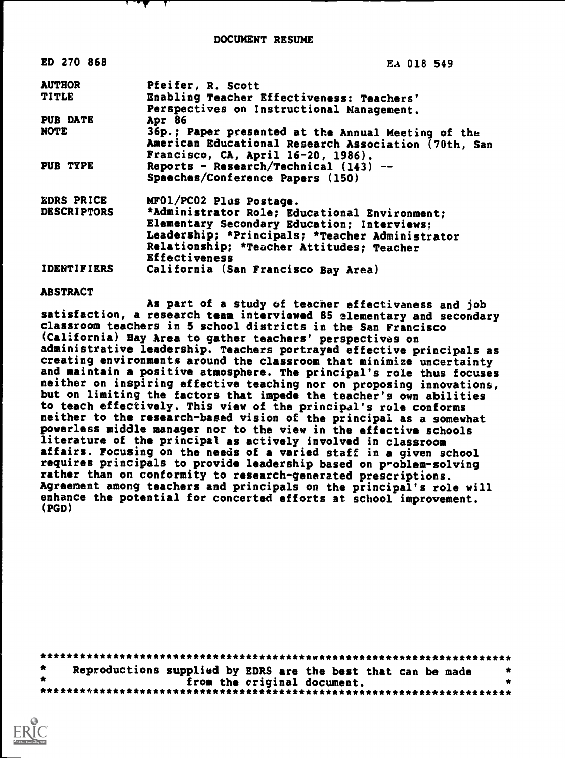# DOCUMENT RESUME

| | |
|---|---|
| ED 270 868 | EA 018 549 |
| AUTHOR | Pfeifer, R. Scott |
| TITLE | Enabling Teacher Effectiveness: Teachers' Perspectives on Instructional Management. |
| PUB DATE | Apr 86 |
| NOTE | 36p.; Paper presented at the Annual Meeting of the American Educational Research Association (70th, San Francisco, CA, April 16-20, 1986). |
| PUB TYPE | Reports - Research/Technical (143) -- Speeches/Conference Papers (150) |
| EDRS PRICE | MF01/PC02 Plus Postage. |
| DESCRIPTORS | *Administrator Role; Educational Environment; Elementary Secondary Education; Interviews; Leadership; *Principals; *Teacher Administrator Relationship; *Teacher Attitudes; Teacher Effectiveness |
| IDENTIFIERS | California (San Francisco Bay Area) |

## ABSTRACT

As part of a study of teacher effectiveness and job satisfaction, a research team interviewed 85 elementary and secondary classroom teachers in 5 school districts in the San Francisco (California) Bay Area to gather teachers' perspectives on administrative leadership. Teachers portrayed effective principals as creating environments around the classroom that minimize uncertainty and maintain a positive atmosphere. The principal's role thus focuses neither on inspiring effective teaching nor on proposing innovations, but on limiting the factors that impede the teacher's own abilities to teach effectively. This view of the principal's role conforms neither to the research-based vision of the principal as a somewhat powerless middle manager nor to the view in the effective schools literature of the principal as actively involved in classroom affairs. Focusing on the needs of a varied staff in a given school requires principals to provide leadership based on problem-solving rather than on conformity to research-generated prescriptions. Agreement among teachers and principals on the principal's role will enhance the potential for concerted efforts at school improvement. (PGD)

***********************************************************************
* Reproductions supplied by EDRS are the best that can be made *
* from the original document. *
***********************************************************************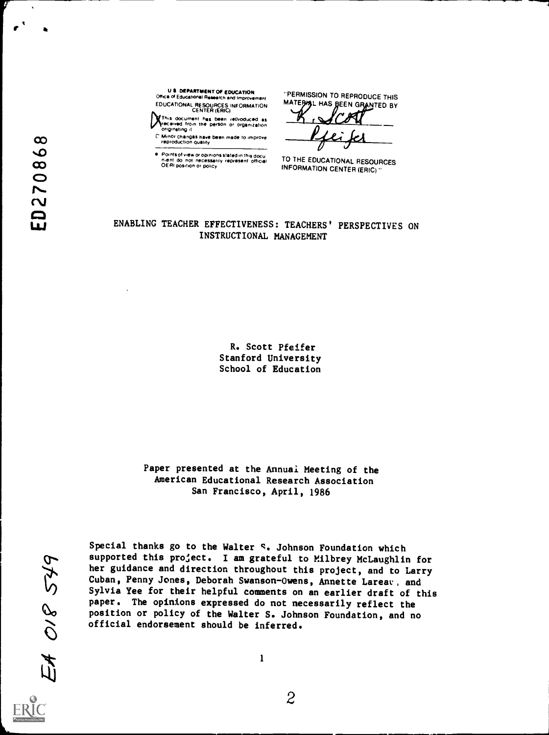U.S. DEPARTMENT OF EDUCATION
Office of Educational Research and Improvement
EDUCATIONAL RESOURCES INFORMATION CENTER (ERIC)

This document has been reproduced as received from the person or organization originating it.

Minor changes have been made to improve reproduction quality.

Points of view or opinions stated in this document do not necessarily represent official OERI position or policy.

"PERMISSION TO REPRODUCE THIS MATERIAL HAS BEEN GRANTED BY R. Scott Pfeifer TO THE EDUCATIONAL RESOURCES INFORMATION CENTER (ERIC)."

ED270868

# ENABLING TEACHER EFFECTIVENESS: TEACHERS' PERSPECTIVES ON INSTRUCTIONAL MANAGEMENT

R. Scott Pfeifer
Stanford University
School of Education

Paper presented at the Annual Meeting of the American Educational Research Association
San Francisco, April, 1986

Special thanks go to the Walter S. Johnson Foundation which supported this project. I am grateful to Milbrey McLaughlin for her guidance and direction throughout this project, and to Larry Cuban, Penny Jones, Deborah Swanson-Owens, Annette Lareau, and Sylvia Yee for their helpful comments on an earlier draft of this paper. The opinions expressed do not necessarily reflect the position or policy of the Walter S. Johnson Foundation, and no official endorsement should be inferred.

EA 018 549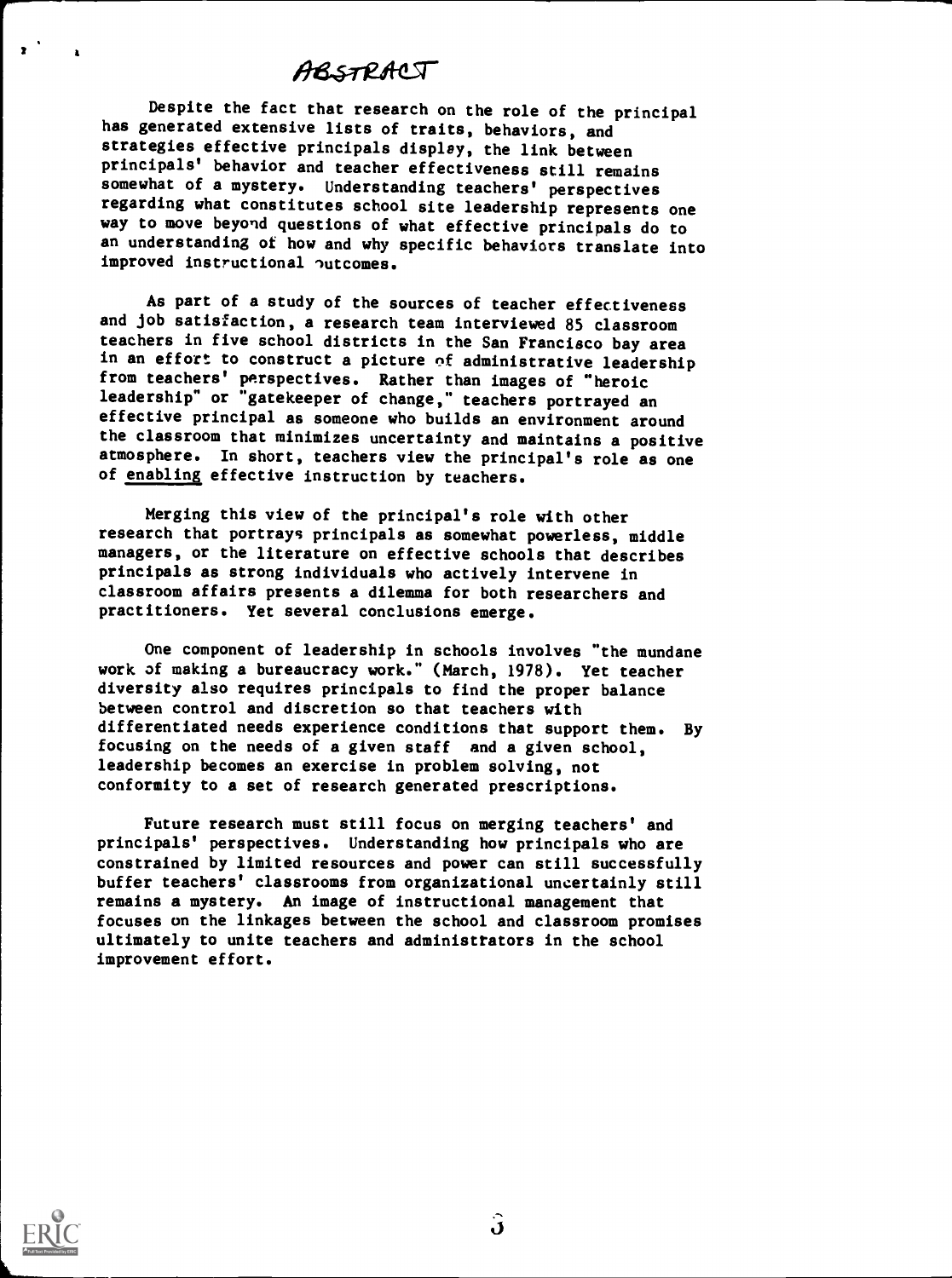# ABSTRACT

Despite the fact that research on the role of the principal has generated extensive lists of traits, behaviors, and strategies effective principals display, the link between principals' behavior and teacher effectiveness still remains somewhat of a mystery. Understanding teachers' perspectives regarding what constitutes school site leadership represents one way to move beyond questions of what effective principals do to an understanding of how and why specific behaviors translate into improved instructional outcomes.

As part of a study of the sources of teacher effectiveness and job satisfaction, a research team interviewed 85 classroom teachers in five school districts in the San Francisco bay area in an effort to construct a picture of administrative leadership from teachers' perspectives. Rather than images of "heroic leadership" or "gatekeeper of change," teachers portrayed an effective principal as someone who builds an environment around the classroom that minimizes uncertainty and maintains a positive atmosphere. In short, teachers view the principal's role as one of enabling effective instruction by teachers.

Merging this view of the principal's role with other research that portrays principals as somewhat powerless, middle managers, or the literature on effective schools that describes principals as strong individuals who actively intervene in classroom affairs presents a dilemma for both researchers and practitioners. Yet several conclusions emerge.

One component of leadership in schools involves "the mundane work of making a bureaucracy work." (March, 1978). Yet teacher diversity also requires principals to find the proper balance between control and discretion so that teachers with differentiated needs experience conditions that support them. By focusing on the needs of a given staff and a given school, leadership becomes an exercise in problem solving, not conformity to a set of research generated prescriptions.

Future research must still focus on merging teachers' and principals' perspectives. Understanding how principals who are constrained by limited resources and power can still successfully buffer teachers' classrooms from organizational uncertainly still remains a mystery. An image of instructional management that focuses on the linkages between the school and classroom promises ultimately to unite teachers and administrators in the school improvement effort.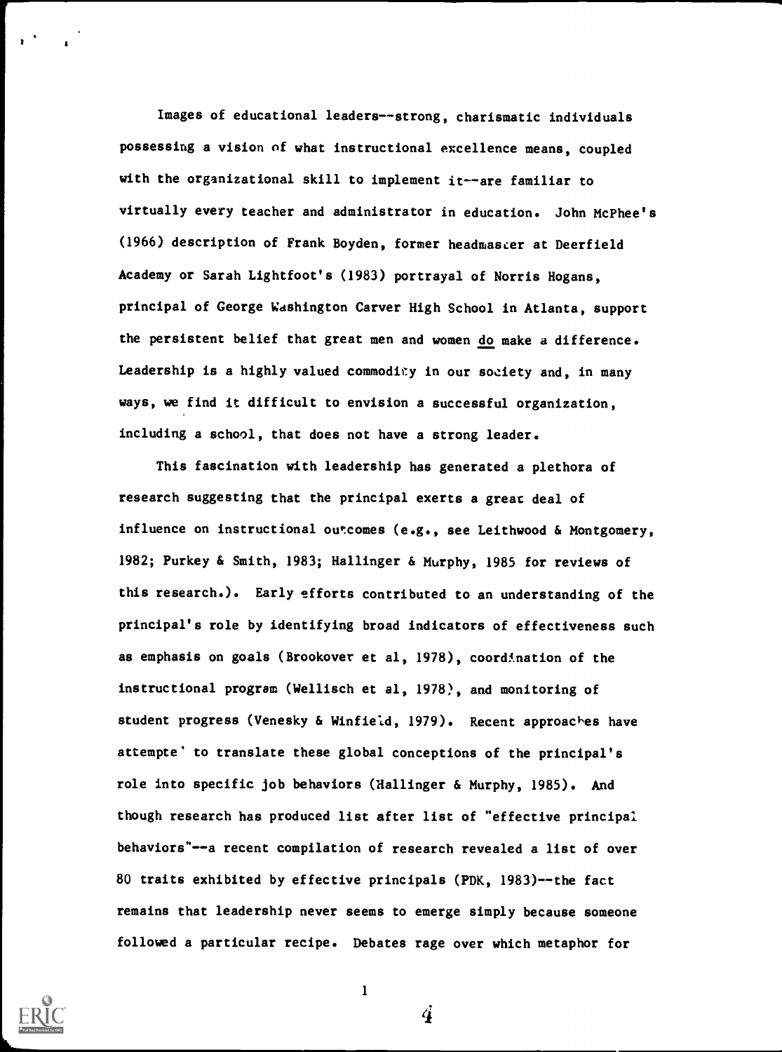Images of educational leaders--strong, charismatic individuals possessing a vision of what instructional excellence means, coupled with the organizational skill to implement it--are familiar to virtually every teacher and administrator in education. John McPhee's (1966) description of Frank Boyden, former headmaster at Deerfield Academy or Sarah Lightfoot's (1983) portrayal of Norris Hogans, principal of George Washington Carver High School in Atlanta, support the persistent belief that great men and women do make a difference. Leadership is a highly valued commodity in our society and, in many ways, we find it difficult to envision a successful organization, including a school, that does not have a strong leader.

This fascination with leadership has generated a plethora of research suggesting that the principal exerts a great deal of influence on instructional outcomes (e.g., see Leithwood & Montgomery, 1982; Purkey & Smith, 1983; Hallinger & Murphy, 1985 for reviews of this research.). Early efforts contributed to an understanding of the principal's role by identifying broad indicators of effectiveness such as emphasis on goals (Brookover et al, 1978), coordination of the instructional program (Wellisch et al, 1978), and monitoring of student progress (Venesky & Winfield, 1979). Recent approaches have attempted to translate these global conceptions of the principal's role into specific job behaviors (Hallinger & Murphy, 1985). And though research has produced list after list of "effective principal behaviors"--a recent compilation of research revealed a list of over 80 traits exhibited by effective principals (PDK, 1983)--the fact remains that leadership never seems to emerge simply because someone followed a particular recipe. Debates rage over which metaphor for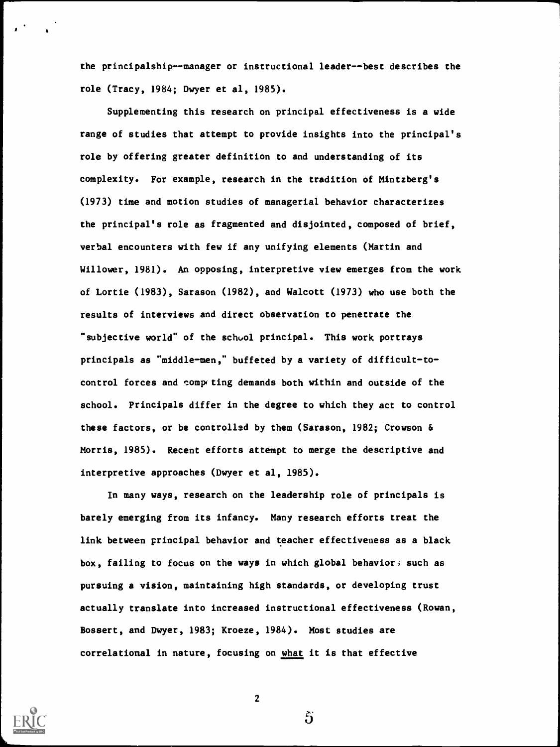the principalship--manager or instructional leader--best describes the role (Tracy, 1984; Dwyer et al, 1985).

Supplementing this research on principal effectiveness is a wide range of studies that attempt to provide insights into the principal's role by offering greater definition to and understanding of its complexity. For example, research in the tradition of Mintzberg's (1973) time and motion studies of managerial behavior characterizes the principal's role as fragmented and disjointed, composed of brief, verbal encounters with few if any unifying elements (Martin and Willower, 1981). An opposing, interpretive view emerges from the work of Lortie (1983), Sarason (1982), and Walcott (1973) who use both the results of interviews and direct observation to penetrate the "subjective world" of the school principal. This work portrays principals as "middle-men," buffeted by a variety of difficult-to-control forces and competing demands both within and outside of the school. Principals differ in the degree to which they act to control these factors, or be controlled by them (Sarason, 1982; Crowson & Morris, 1985). Recent efforts attempt to merge the descriptive and interpretive approaches (Dwyer et al, 1985).

In many ways, research on the leadership role of principals is barely emerging from its infancy. Many research efforts treat the link between principal behavior and teacher effectiveness as a black box, failing to focus on the ways in which global behaviors such as pursuing a vision, maintaining high standards, or developing trust actually translate into increased instructional effectiveness (Rowan, Bossert, and Dwyer, 1983; Kroeze, 1984). Most studies are correlational in nature, focusing on _what_ it is that effective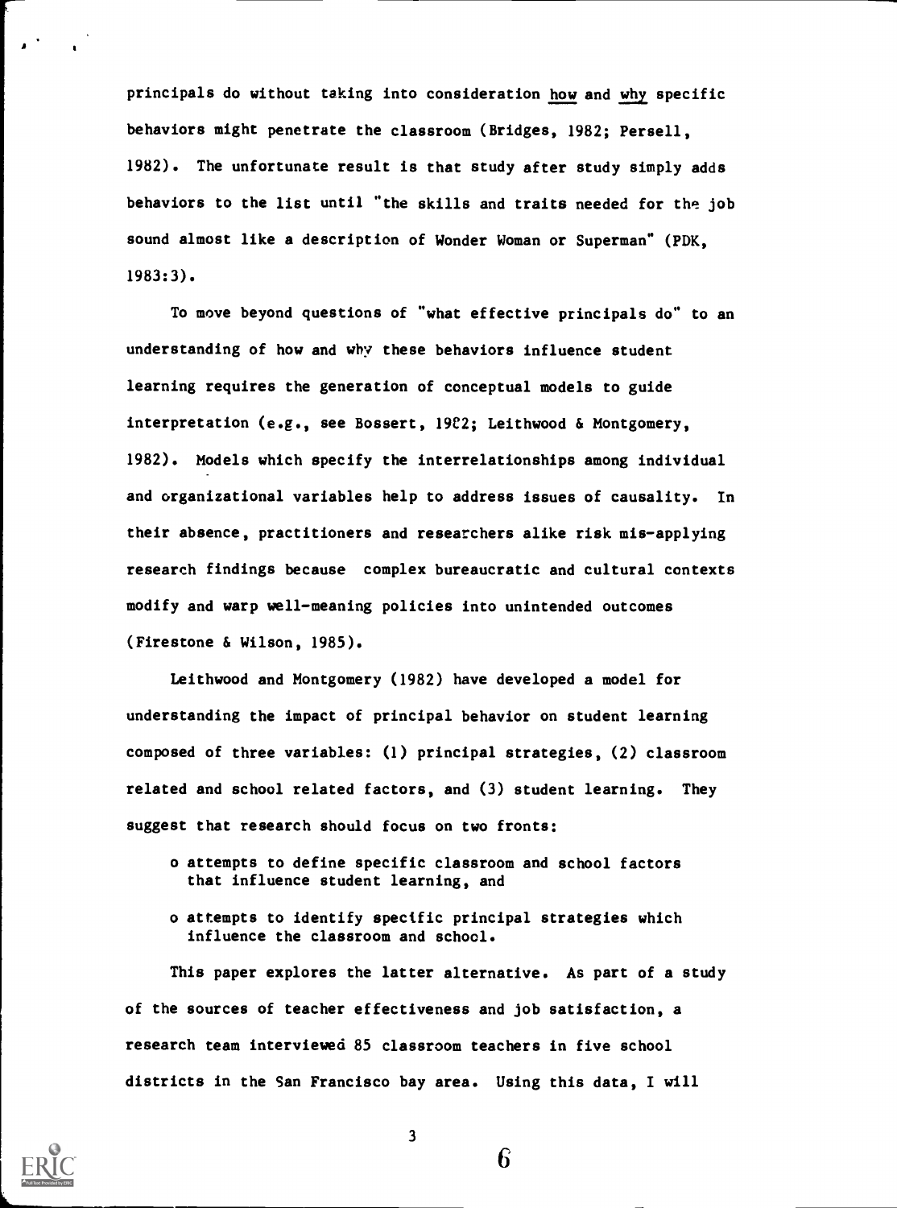principals do without taking into consideration <u>how</u> and <u>why</u> specific behaviors might penetrate the classroom (Bridges, 1982; Persell, 1982). The unfortunate result is that study after study simply adds behaviors to the list until "the skills and traits needed for the job sound almost like a description of Wonder Woman or Superman" (PDK, 1983:3).

To move beyond questions of "what effective principals do" to an understanding of how and why these behaviors influence student learning requires the generation of conceptual models to guide interpretation (e.g., see Bossert, 1982; Leithwood & Montgomery, 1982). Models which specify the interrelationships among individual and organizational variables help to address issues of causality. In their absence, practitioners and researchers alike risk mis-applying research findings because complex bureaucratic and cultural contexts modify and warp well-meaning policies into unintended outcomes (Firestone & Wilson, 1985).

Leithwood and Montgomery (1982) have developed a model for understanding the impact of principal behavior on student learning composed of three variables: (1) principal strategies, (2) classroom related and school related factors, and (3) student learning. They suggest that research should focus on two fronts:

- attempts to define specific classroom and school factors that influence student learning, and
- attempts to identify specific principal strategies which influence the classroom and school.

This paper explores the latter alternative. As part of a study of the sources of teacher effectiveness and job satisfaction, a research team interviewed 85 classroom teachers in five school districts in the San Francisco bay area. Using this data, I will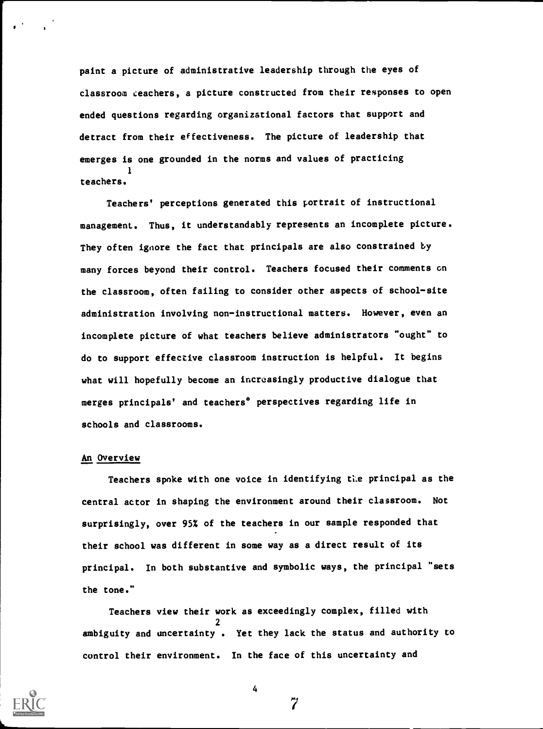paint a picture of administrative leadership through the eyes of classroom teachers, a picture constructed from their responses to open ended questions regarding organizational factors that support and detract from their effectiveness. The picture of leadership that emerges is one grounded in the norms and values of practicing teachers.[1]

Teachers' perceptions generated this portrait of instructional management. Thus, it understandably represents an incomplete picture. They often ignore the fact that principals are also constrained by many forces beyond their control. Teachers focused their comments on the classroom, often failing to consider other aspects of school-site administration involving non-instructional matters. However, even an incomplete picture of what teachers believe administrators "ought" to do to support effective classroom instruction is helpful. It begins what will hopefully become an increasingly productive dialogue that merges principals' and teachers' perspectives regarding life in schools and classrooms.

## An Overview

Teachers spoke with one voice in identifying the principal as the central actor in shaping the environment around their classroom. Not surprisingly, over 95% of the teachers in our sample responded that their school was different in some way as a direct result of its principal. In both substantive and symbolic ways, the principal "sets the tone."

Teachers view their work as exceedingly complex, filled with ambiguity and uncertainty[2]. Yet they lack the status and authority to control their environment. In the face of this uncertainty and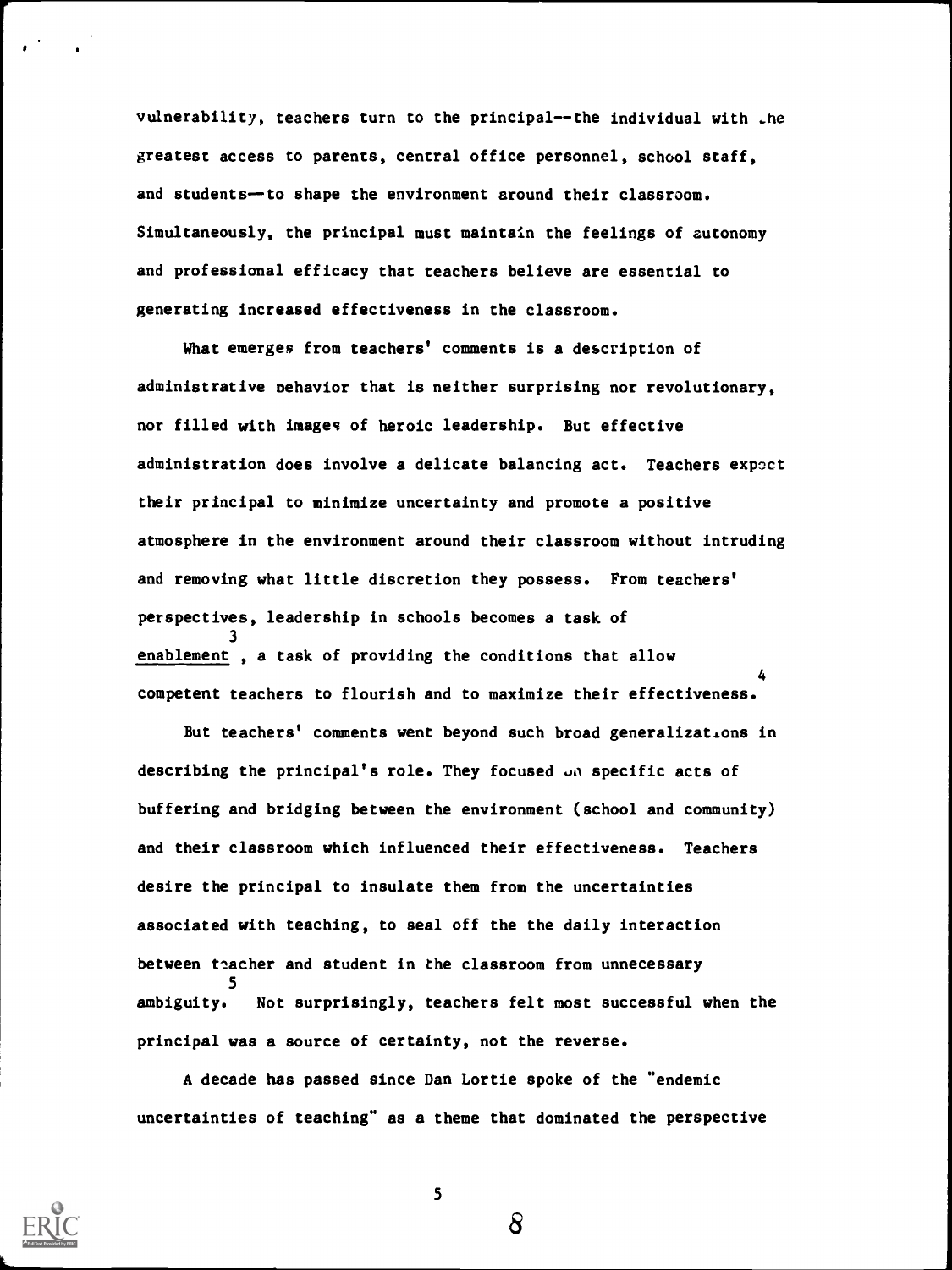vulnerability, teachers turn to the principal--the individual with the greatest access to parents, central office personnel, school staff, and students--to shape the environment around their classroom. Simultaneously, the principal must maintain the feelings of autonomy and professional efficacy that teachers believe are essential to generating increased effectiveness in the classroom.

What emerges from teachers' comments is a description of administrative behavior that is neither surprising nor revolutionary, nor filled with images of heroic leadership. But effective administration does involve a delicate balancing act. Teachers expect their principal to minimize uncertainty and promote a positive atmosphere in the environment around their classroom without intruding and removing what little discretion they possess. From teachers' perspectives, leadership in schools becomes a task of <u>enablement</u>[3], a task of providing the conditions that allow competent teachers to flourish and to maximize their effectiveness.[4]

But teachers' comments went beyond such broad generalizations in describing the principal's role. They focused on specific acts of buffering and bridging between the environment (school and community) and their classroom which influenced their effectiveness. Teachers desire the principal to insulate them from the uncertainties associated with teaching, to seal off the the daily interaction between teacher and student in the classroom from unnecessary ambiguity.[5] Not surprisingly, teachers felt most successful when the principal was a source of certainty, not the reverse.

A decade has passed since Dan Lortie spoke of the "endemic uncertainties of teaching" as a theme that dominated the perspective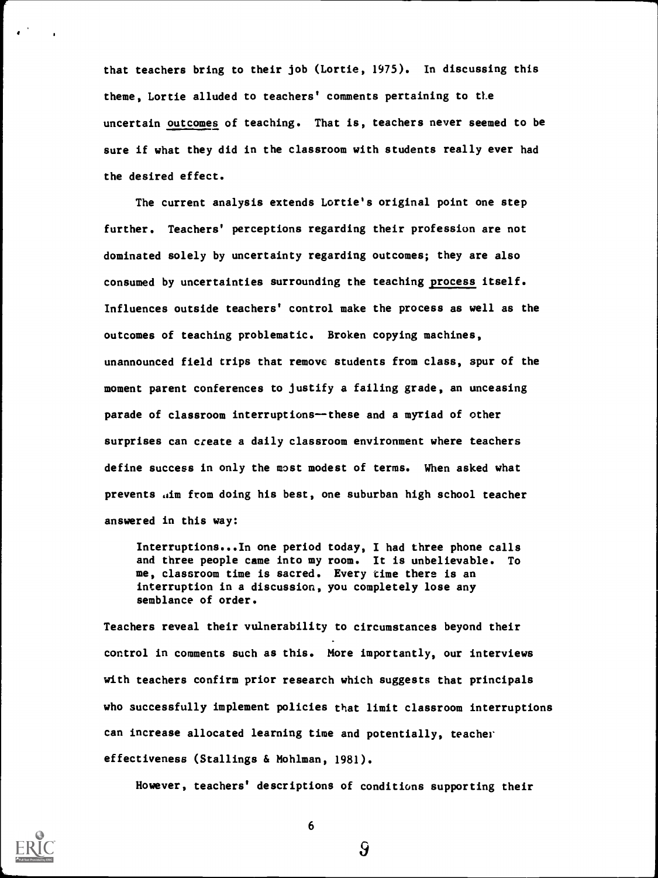that teachers bring to their job (Lortie, 1975). In discussing this theme, Lortie alluded to teachers' comments pertaining to the uncertain <u>outcomes</u> of teaching. That is, teachers never seemed to be sure if what they did in the classroom with students really ever had the desired effect.

The current analysis extends Lortie's original point one step further. Teachers' perceptions regarding their profession are not dominated solely by uncertainty regarding outcomes; they are also consumed by uncertainties surrounding the teaching <u>process</u> itself. Influences outside teachers' control make the process as well as the outcomes of teaching problematic. Broken copying machines, unannounced field trips that remove students from class, spur of the moment parent conferences to justify a failing grade, an unceasing parade of classroom interruptions—these and a myriad of other surprises can create a daily classroom environment where teachers define success in only the most modest of terms. When asked what prevents him from doing his best, one suburban high school teacher answered in this way:

> Interruptions...In one period today, I had three phone calls and three people came into my room. It is unbelievable. To me, classroom time is sacred. Every time there is an interruption in a discussion, you completely lose any semblance of order.

Teachers reveal their vulnerability to circumstances beyond their control in comments such as this. More importantly, our interviews with teachers confirm prior research which suggests that principals who successfully implement policies that limit classroom interruptions can increase allocated learning time and potentially, teacher effectiveness (Stallings & Mohlman, 1981).

However, teachers' descriptions of conditions supporting their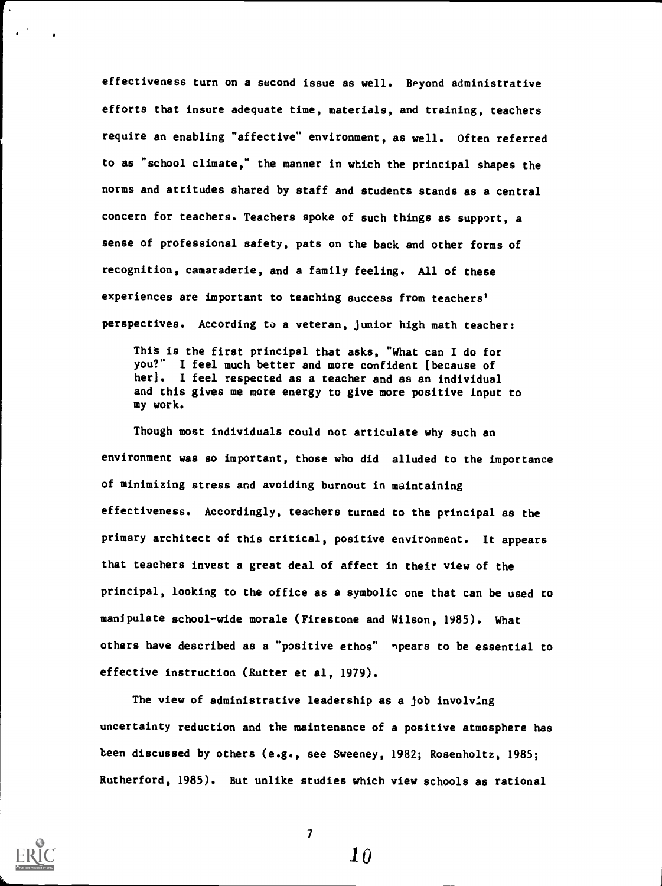effectiveness turn on a second issue as well. Beyond administrative efforts that insure adequate time, materials, and training, teachers require an enabling "affective" environment, as well. Often referred to as "school climate," the manner in which the principal shapes the norms and attitudes shared by staff and students stands as a central concern for teachers. Teachers spoke of such things as support, a sense of professional safety, pats on the back and other forms of recognition, camaraderie, and a family feeling. All of these experiences are important to teaching success from teachers' perspectives. According to a veteran, junior high math teacher:

> This is the first principal that asks, "What can I do for you?" I feel much better and more confident [because of her]. I feel respected as a teacher and as an individual and this gives me more energy to give more positive input to my work.

Though most individuals could not articulate why such an environment was so important, those who did alluded to the importance of minimizing stress and avoiding burnout in maintaining effectiveness. Accordingly, teachers turned to the principal as the primary architect of this critical, positive environment. It appears that teachers invest a great deal of affect in their view of the principal, looking to the office as a symbolic one that can be used to manipulate school-wide morale (Firestone and Wilson, 1985). What others have described as a "positive ethos" appears to be essential to effective instruction (Rutter et al, 1979).

The view of administrative leadership as a job involving uncertainty reduction and the maintenance of a positive atmosphere has been discussed by others (e.g., see Sweeney, 1982; Rosenholtz, 1985; Rutherford, 1985). But unlike studies which view schools as rational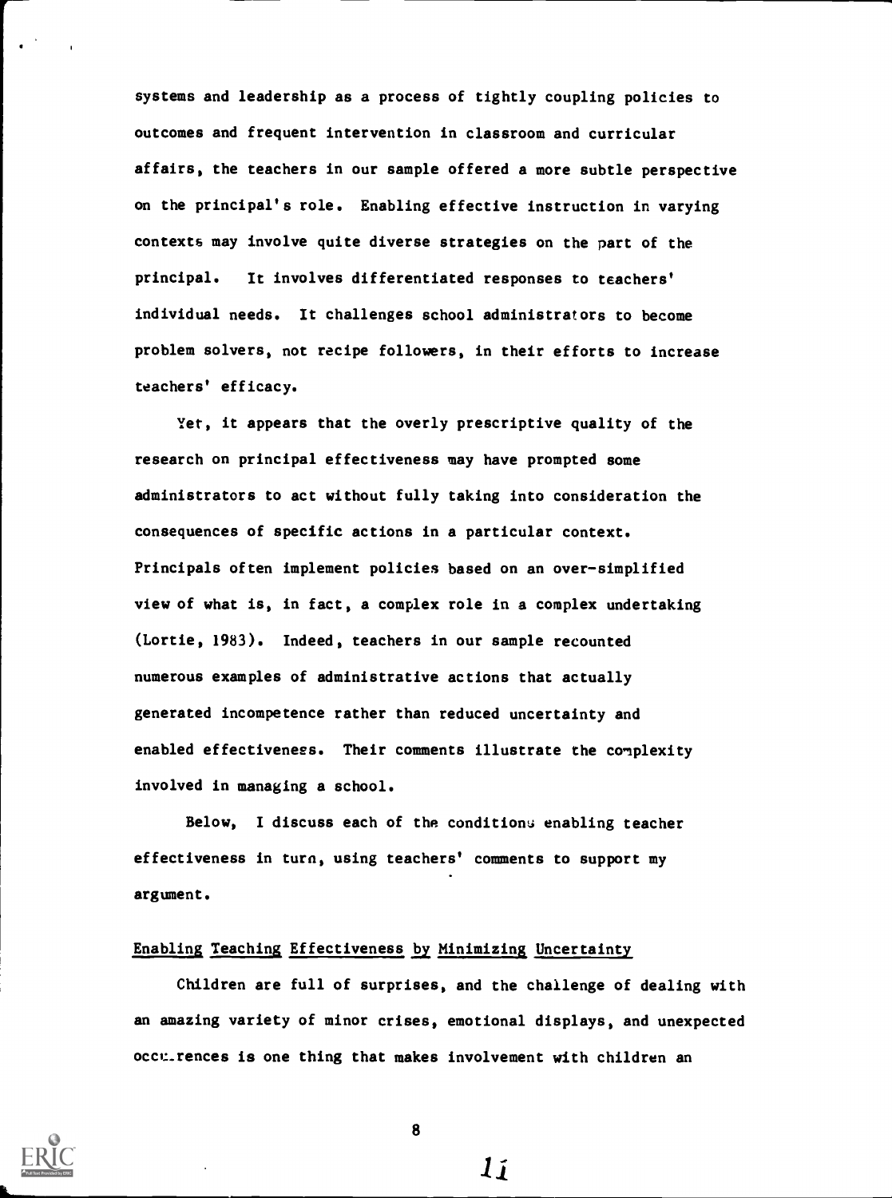systems and leadership as a process of tightly coupling policies to outcomes and frequent intervention in classroom and curricular affairs, the teachers in our sample offered a more subtle perspective on the principal's role. Enabling effective instruction in varying contexts may involve quite diverse strategies on the part of the principal. It involves differentiated responses to teachers' individual needs. It challenges school administrators to become problem solvers, not recipe followers, in their efforts to increase teachers' efficacy.

Yet, it appears that the overly prescriptive quality of the research on principal effectiveness may have prompted some administrators to act without fully taking into consideration the consequences of specific actions in a particular context. Principals often implement policies based on an over-simplified view of what is, in fact, a complex role in a complex undertaking (Lortie, 1983). Indeed, teachers in our sample recounted numerous examples of administrative actions that actually generated incompetence rather than reduced uncertainty and enabled effectiveness. Their comments illustrate the complexity involved in managing a school.

Below, I discuss each of the conditions enabling teacher effectiveness in turn, using teachers' comments to support my argument.

## Enabling Teaching Effectiveness by Minimizing Uncertainty

Children are full of surprises, and the challenge of dealing with an amazing variety of minor crises, emotional displays, and unexpected occurrences is one thing that makes involvement with children an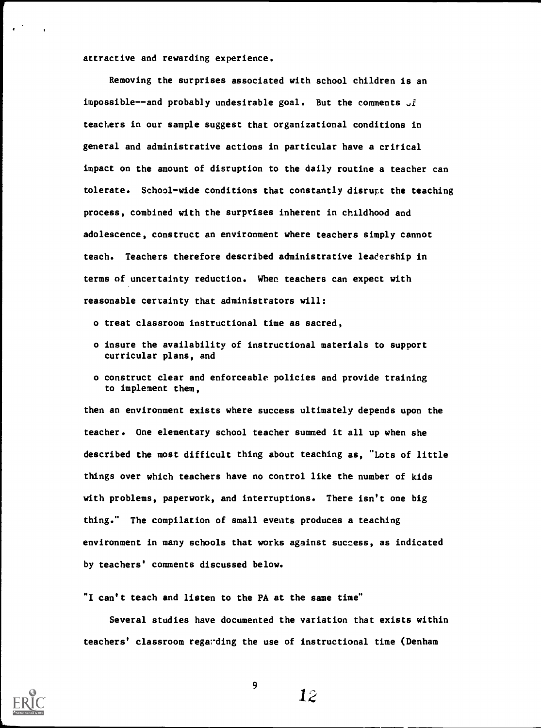attractive and rewarding experience.

Removing the surprises associated with school children is an impossible--and probably undesirable goal. But the comments of teachers in our sample suggest that organizational conditions in general and administrative actions in particular have a critical impact on the amount of disruption to the daily routine a teacher can tolerate. School-wide conditions that constantly disrupt the teaching process, combined with the surprises inherent in childhood and adolescence, construct an environment where teachers simply cannot teach. Teachers therefore described administrative leadership in terms of uncertainty reduction. When teachers can expect with reasonable certainty that administrators will:

- treat classroom instructional time as sacred,
- insure the availability of instructional materials to support curricular plans, and
- construct clear and enforceable policies and provide training to implement them,

then an environment exists where success ultimately depends upon the teacher. One elementary school teacher summed it all up when she described the most difficult thing about teaching as, "Lots of little things over which teachers have no control like the number of kids with problems, paperwork, and interruptions. There isn't one big thing." The compilation of small events produces a teaching environment in many schools that works against success, as indicated by teachers' comments discussed below.

"I can't teach and listen to the PA at the same time"

Several studies have documented the variation that exists within teachers' classroom regarding the use of instructional time (Denham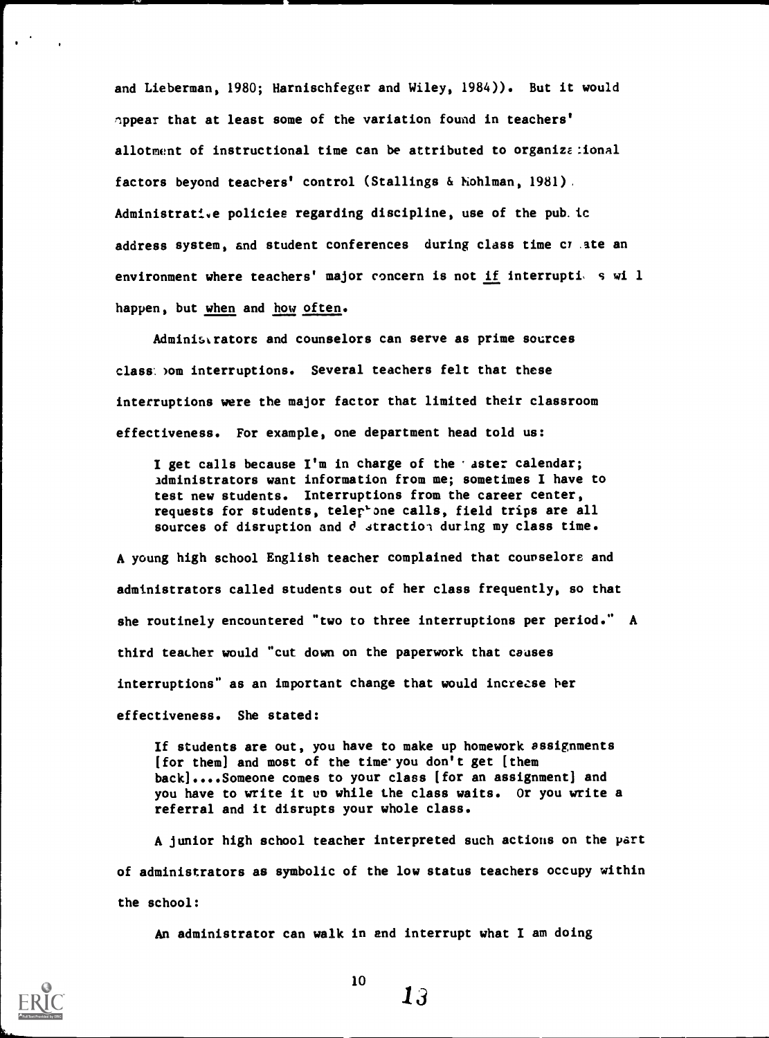and Lieberman, 1980; Harnischfeger and Wiley, 1984)). But it would appear that at least some of the variation found in teachers' allotment of instructional time can be attributed to organizational factors beyond teachers' control (Stallings & Mohlman, 1981). Administrative policies regarding discipline, use of the public address system, and student conferences during class time create an environment where teachers' major concern is not *if* interruptions will happen, but *when* and *how often*.

Administrators and counselors can serve as prime sources classroom interruptions. Several teachers felt that these interruptions were the major factor that limited their classroom effectiveness. For example, one department head told us:

> I get calls because I'm in charge of the master calendar; administrators want information from me; sometimes I have to test new students. Interruptions from the career center, requests for students, telephone calls, field trips are all sources of disruption and distraction during my class time.

A young high school English teacher complained that counselors and administrators called students out of her class frequently, so that she routinely encountered "two to three interruptions per period." A third teacher would "cut down on the paperwork that causes interruptions" as an important change that would increase her effectiveness. She stated:

> If students are out, you have to make up homework assignments [for them] and most of the time you don't get [them back]....Someone comes to your class [for an assignment] and you have to write it up while the class waits. Or you write a referral and it disrupts your whole class.

A junior high school teacher interpreted such actions on the part of administrators as symbolic of the low status teachers occupy within the school:

> An administrator can walk in and interrupt what I am doing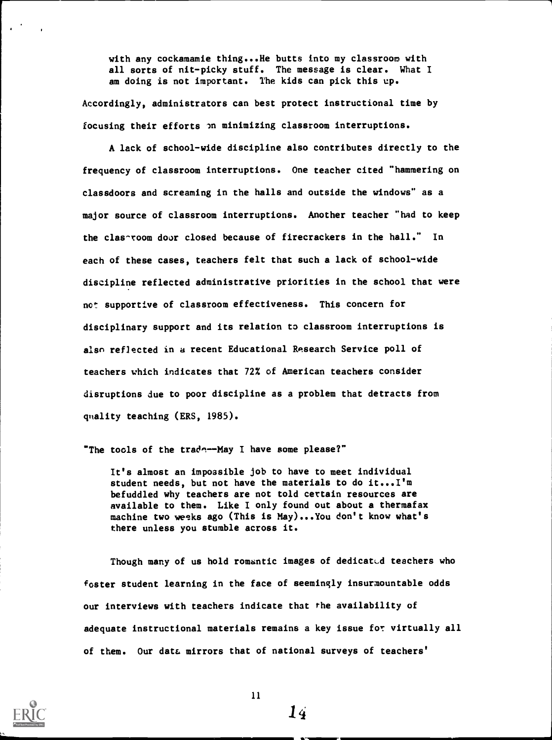> with any cockamamie thing...He butts into my classroom with all sorts of nit-picky stuff. The message is clear. What I am doing is not important. The kids can pick this up.

Accordingly, administrators can best protect instructional time by focusing their efforts on minimizing classroom interruptions.

A lack of school-wide discipline also contributes directly to the frequency of classroom interruptions. One teacher cited "hammering on classdoors and screaming in the halls and outside the windows" as a major source of classroom interruptions. Another teacher "had to keep the classroom door closed because of firecrackers in the hall." In each of these cases, teachers felt that such a lack of school-wide discipline reflected administrative priorities in the school that were not supportive of classroom effectiveness. This concern for disciplinary support and its relation to classroom interruptions is also reflected in a recent Educational Research Service poll of teachers which indicates that 72% of American teachers consider disruptions due to poor discipline as a problem that detracts from quality teaching (ERS, 1985).

"The tools of the trade--May I have some please?"

> It's almost an impossible job to have to meet individual student needs, but not have the materials to do it...I'm befuddled why teachers are not told certain resources are available to them. Like I only found out about a thermafax machine two weeks ago (This is May)...You don't know what's there unless you stumble across it.

Though many of us hold romantic images of dedicated teachers who foster student learning in the face of seemingly insurmountable odds our interviews with teachers indicate that the availability of adequate instructional materials remains a key issue for virtually all of them. Our data mirrors that of national surveys of teachers'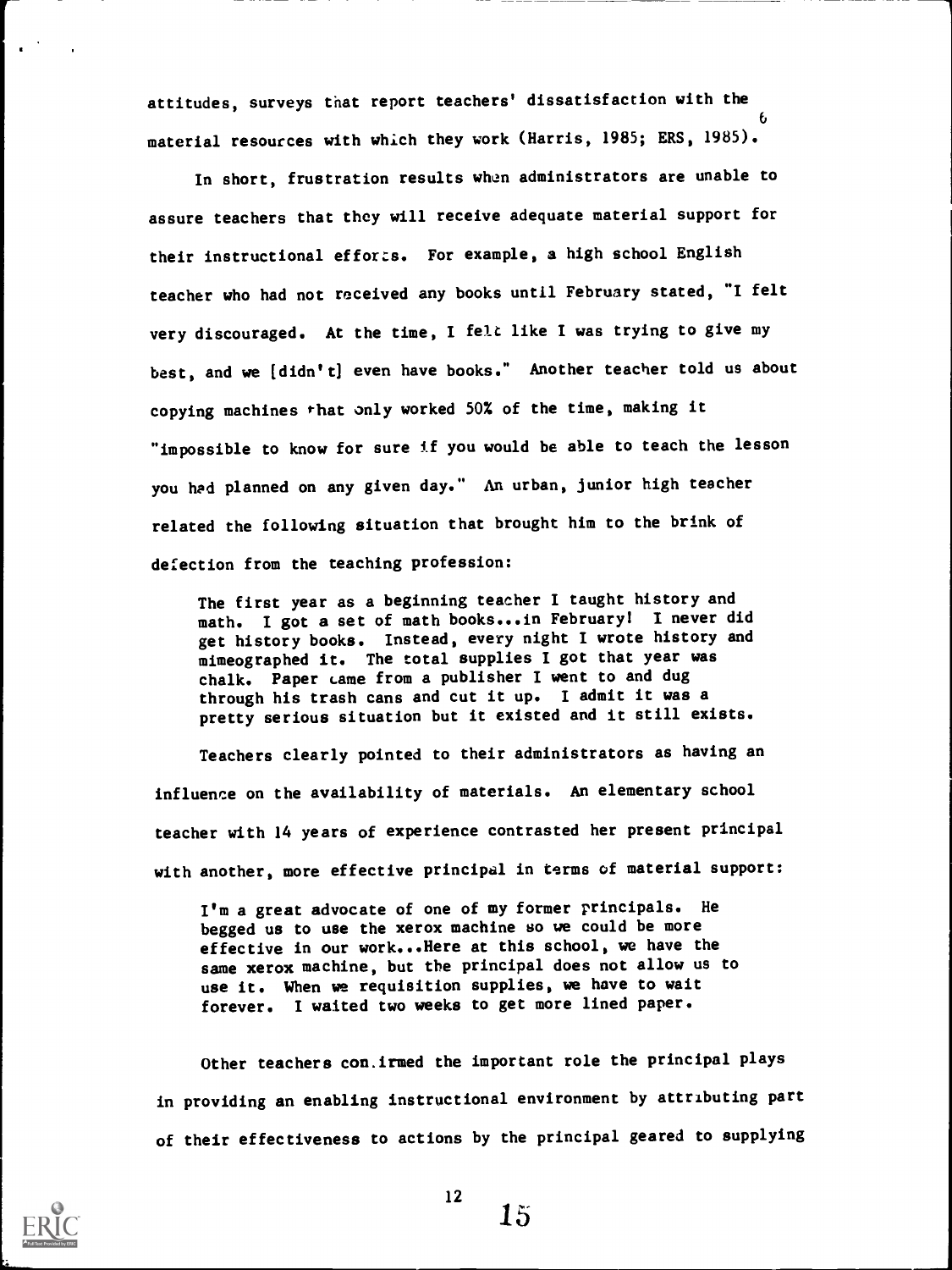attitudes, surveys that report teachers' dissatisfaction with the material resources with which they work (Harris, 1985; ERS, 1985).

In short, frustration results when administrators are unable to assure teachers that they will receive adequate material support for their instructional efforts. For example, a high school English teacher who had not received any books until February stated, "I felt very discouraged. At the time, I felt like I was trying to give my best, and we [didn't] even have books." Another teacher told us about copying machines that only worked 50% of the time, making it "impossible to know for sure if you would be able to teach the lesson you had planned on any given day." An urban, junior high teacher related the following situation that brought him to the brink of defection from the teaching profession:

> The first year as a beginning teacher I taught history and math. I got a set of math books...in February! I never did get history books. Instead, every night I wrote history and mimeographed it. The total supplies I got that year was chalk. Paper came from a publisher I went to and dug through his trash cans and cut it up. I admit it was a pretty serious situation but it existed and it still exists.

Teachers clearly pointed to their administrators as having an influence on the availability of materials. An elementary school teacher with 14 years of experience contrasted her present principal with another, more effective principal in terms of material support:

> I'm a great advocate of one of my former principals. He begged us to use the xerox machine so we could be more effective in our work...Here at this school, we have the same xerox machine, but the principal does not allow us to use it. When we requisition supplies, we have to wait forever. I waited two weeks to get more lined paper.

Other teachers confirmed the important role the principal plays in providing an enabling instructional environment by attributing part of their effectiveness to actions by the principal geared to supplying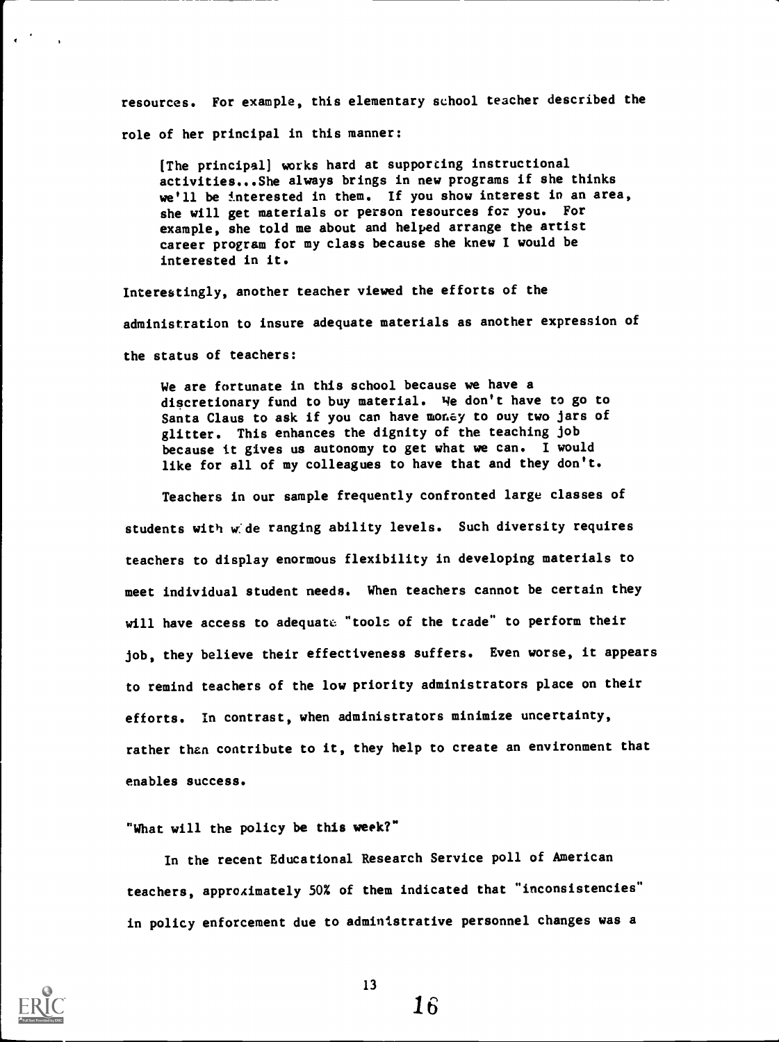resources. For example, this elementary school teacher described the role of her principal in this manner:

> [The principal] works hard at supporting instructional activities...She always brings in new programs if she thinks we'll be interested in them. If you show interest in an area, she will get materials or person resources for you. For example, she told me about and helped arrange the artist career program for my class because she knew I would be interested in it.

Interestingly, another teacher viewed the efforts of the administration to insure adequate materials as another expression of the status of teachers:

> We are fortunate in this school because we have a discretionary fund to buy material. We don't have to go to Santa Claus to ask if you can have money to buy two jars of glitter. This enhances the dignity of the teaching job because it gives us autonomy to get what we can. I would like for all of my colleagues to have that and they don't.

Teachers in our sample frequently confronted large classes of students with wide ranging ability levels. Such diversity requires teachers to display enormous flexibility in developing materials to meet individual student needs. When teachers cannot be certain they will have access to adequate "tools of the trade" to perform their job, they believe their effectiveness suffers. Even worse, it appears to remind teachers of the low priority administrators place on their efforts. In contrast, when administrators minimize uncertainty, rather than contribute to it, they help to create an environment that enables success.

"What will the policy be this week?"

In the recent Educational Research Service poll of American teachers, approximately 50% of them indicated that "inconsistencies" in policy enforcement due to administrative personnel changes was a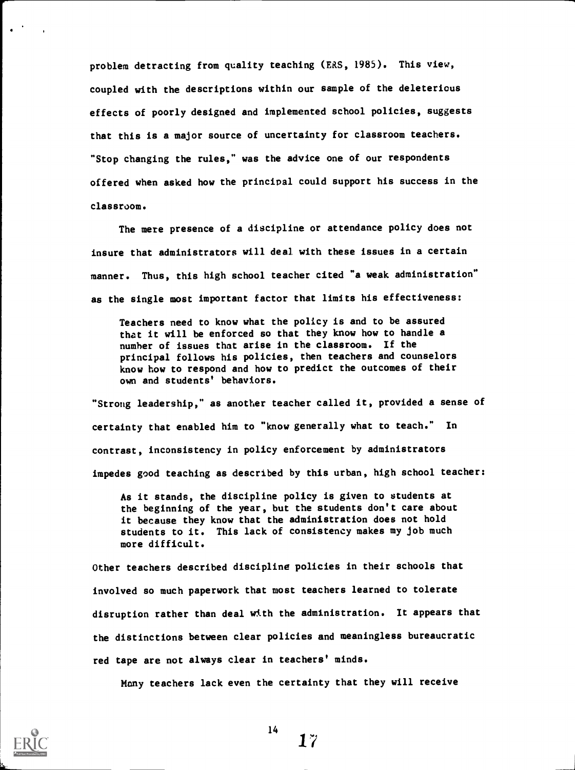problem detracting from quality teaching (ERS, 1985). This view, coupled with the descriptions within our sample of the deleterious effects of poorly designed and implemented school policies, suggests that this is a major source of uncertainty for classroom teachers. "Stop changing the rules," was the advice one of our respondents offered when asked how the principal could support his success in the classroom.

The mere presence of a discipline or attendance policy does not insure that administrators will deal with these issues in a certain manner. Thus, this high school teacher cited "a weak administration" as the single most important factor that limits his effectiveness:

> Teachers need to know what the policy is and to be assured that it will be enforced so that they know how to handle a number of issues that arise in the classroom. If the principal follows his policies, then teachers and counselors know how to respond and how to predict the outcomes of their own and students' behaviors.

"Strong leadership," as another teacher called it, provided a sense of certainty that enabled him to "know generally what to teach." In contrast, inconsistency in policy enforcement by administrators impedes good teaching as described by this urban, high school teacher:

> As it stands, the discipline policy is given to students at the beginning of the year, but the students don't care about it because they know that the administration does not hold students to it. This lack of consistency makes my job much more difficult.

Other teachers described discipline policies in their schools that involved so much paperwork that most teachers learned to tolerate disruption rather than deal with the administration. It appears that the distinctions between clear policies and meaningless bureaucratic red tape are not always clear in teachers' minds.

Many teachers lack even the certainty that they will receive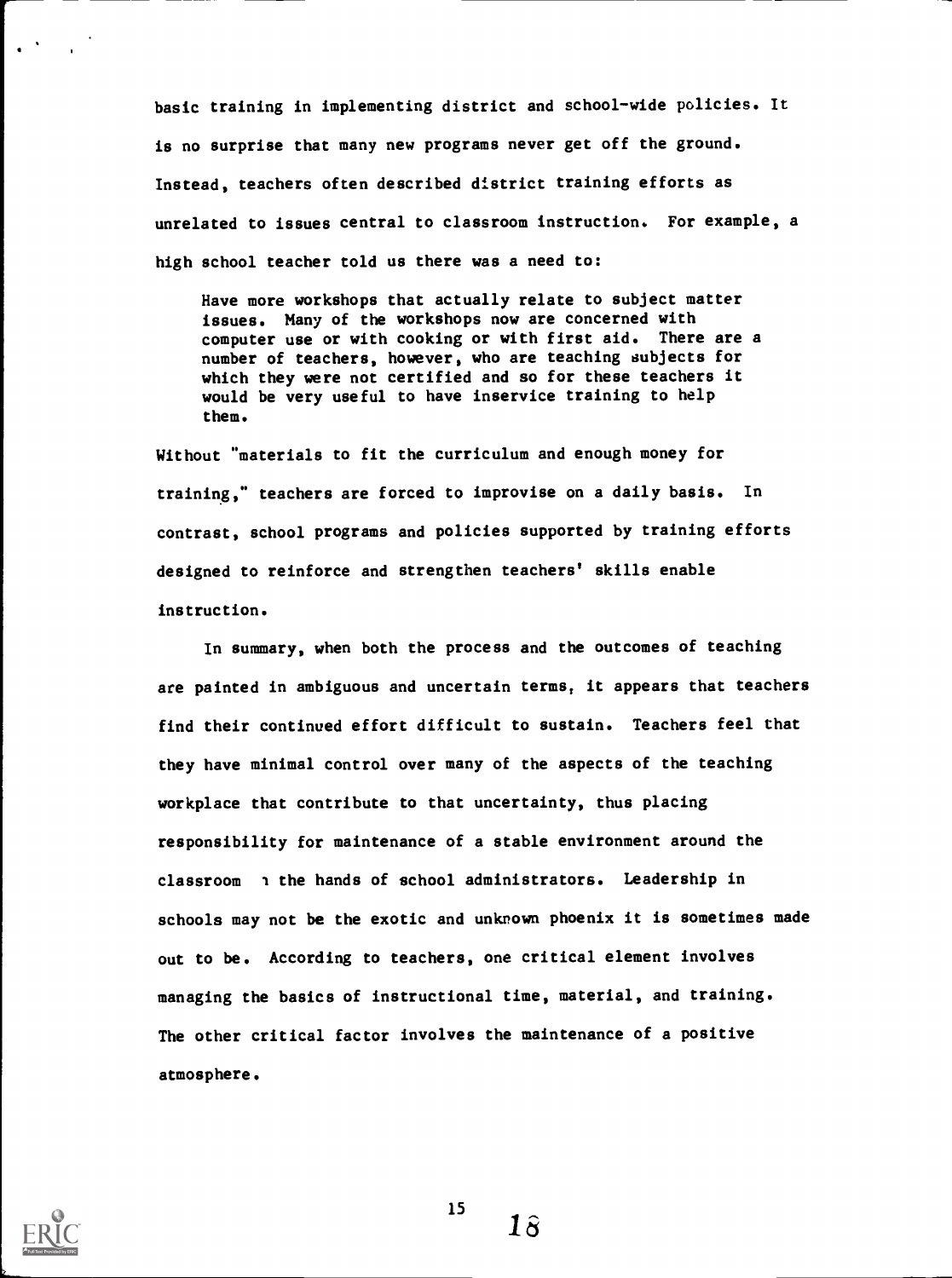basic training in implementing district and school-wide policies. It is no surprise that many new programs never get off the ground. Instead, teachers often described district training efforts as unrelated to issues central to classroom instruction. For example, a high school teacher told us there was a need to:

> Have more workshops that actually relate to subject matter issues. Many of the workshops now are concerned with computer use or with cooking or with first aid. There are a number of teachers, however, who are teaching subjects for which they were not certified and so for these teachers it would be very useful to have inservice training to help them.

Without "materials to fit the curriculum and enough money for training," teachers are forced to improvise on a daily basis. In contrast, school programs and policies supported by training efforts designed to reinforce and strengthen teachers' skills enable instruction.

In summary, when both the process and the outcomes of teaching are painted in ambiguous and uncertain terms, it appears that teachers find their continued effort difficult to sustain. Teachers feel that they have minimal control over many of the aspects of the teaching workplace that contribute to that uncertainty, thus placing responsibility for maintenance of a stable environment around the classroom in the hands of school administrators. Leadership in schools may not be the exotic and unknown phoenix it is sometimes made out to be. According to teachers, one critical element involves managing the basics of instructional time, material, and training. The other critical factor involves the maintenance of a positive atmosphere.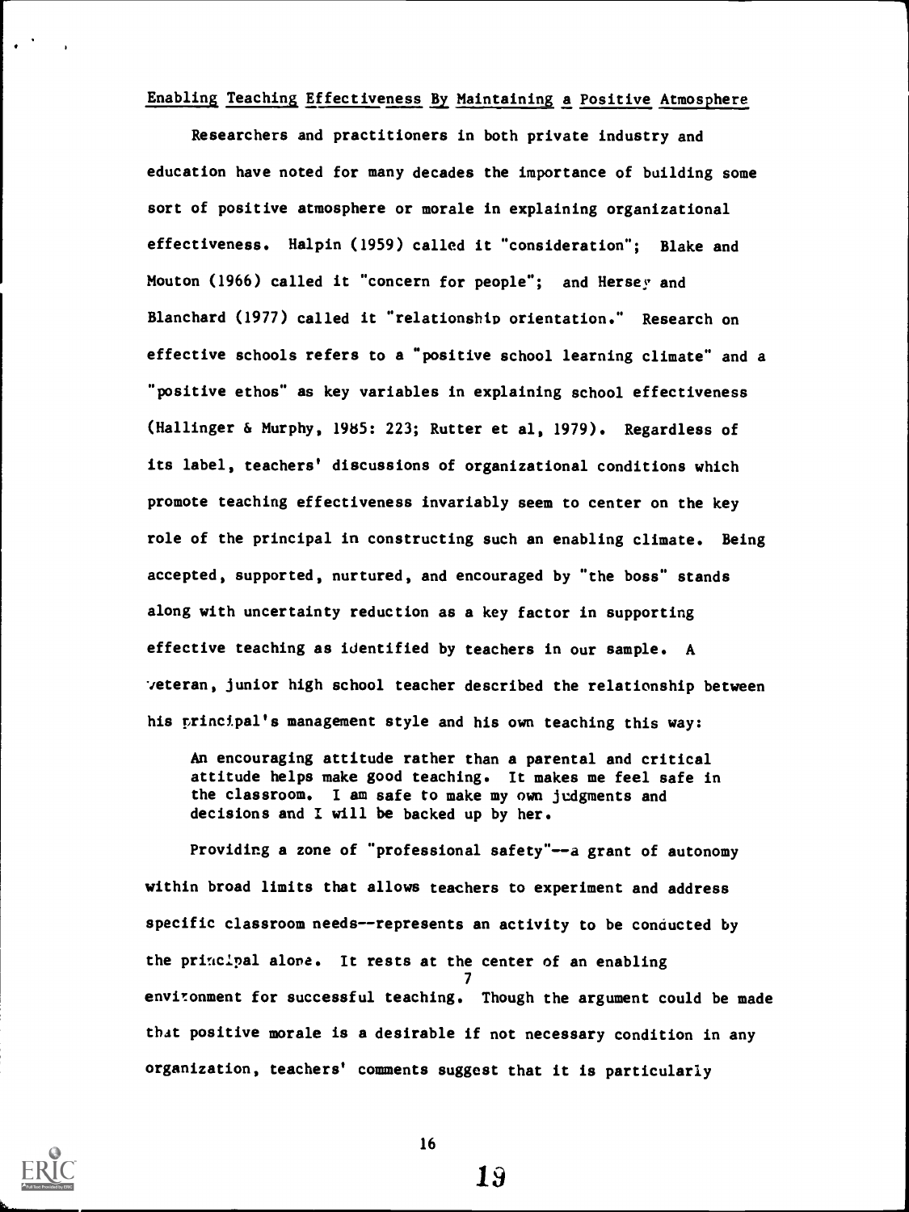Enabling Teaching Effectiveness By Maintaining a Positive Atmosphere

Researchers and practitioners in both private industry and education have noted for many decades the importance of building some sort of positive atmosphere or morale in explaining organizational effectiveness. Halpin (1959) called it "consideration"; Blake and Mouton (1966) called it "concern for people"; and Hersey and Blanchard (1977) called it "relationship orientation." Research on effective schools refers to a "positive school learning climate" and a "positive ethos" as key variables in explaining school effectiveness (Hallinger & Murphy, 1985: 223; Rutter et al, 1979). Regardless of its label, teachers' discussions of organizational conditions which promote teaching effectiveness invariably seem to center on the key role of the principal in constructing such an enabling climate. Being accepted, supported, nurtured, and encouraged by "the boss" stands along with uncertainty reduction as a key factor in supporting effective teaching as identified by teachers in our sample. A veteran, junior high school teacher described the relationship between his principal's management style and his own teaching this way:

> An encouraging attitude rather than a parental and critical attitude helps make good teaching. It makes me feel safe in the classroom. I am safe to make my own judgments and decisions and I will be backed up by her.

Providing a zone of "professional safety"--a grant of autonomy within broad limits that allows teachers to experiment and address specific classroom needs--represents an activity to be conducted by the principal alone. It rests at the center of an enabling environment for successful teaching.[7] Though the argument could be made that positive morale is a desirable if not necessary condition in any organization, teachers' comments suggest that it is particularly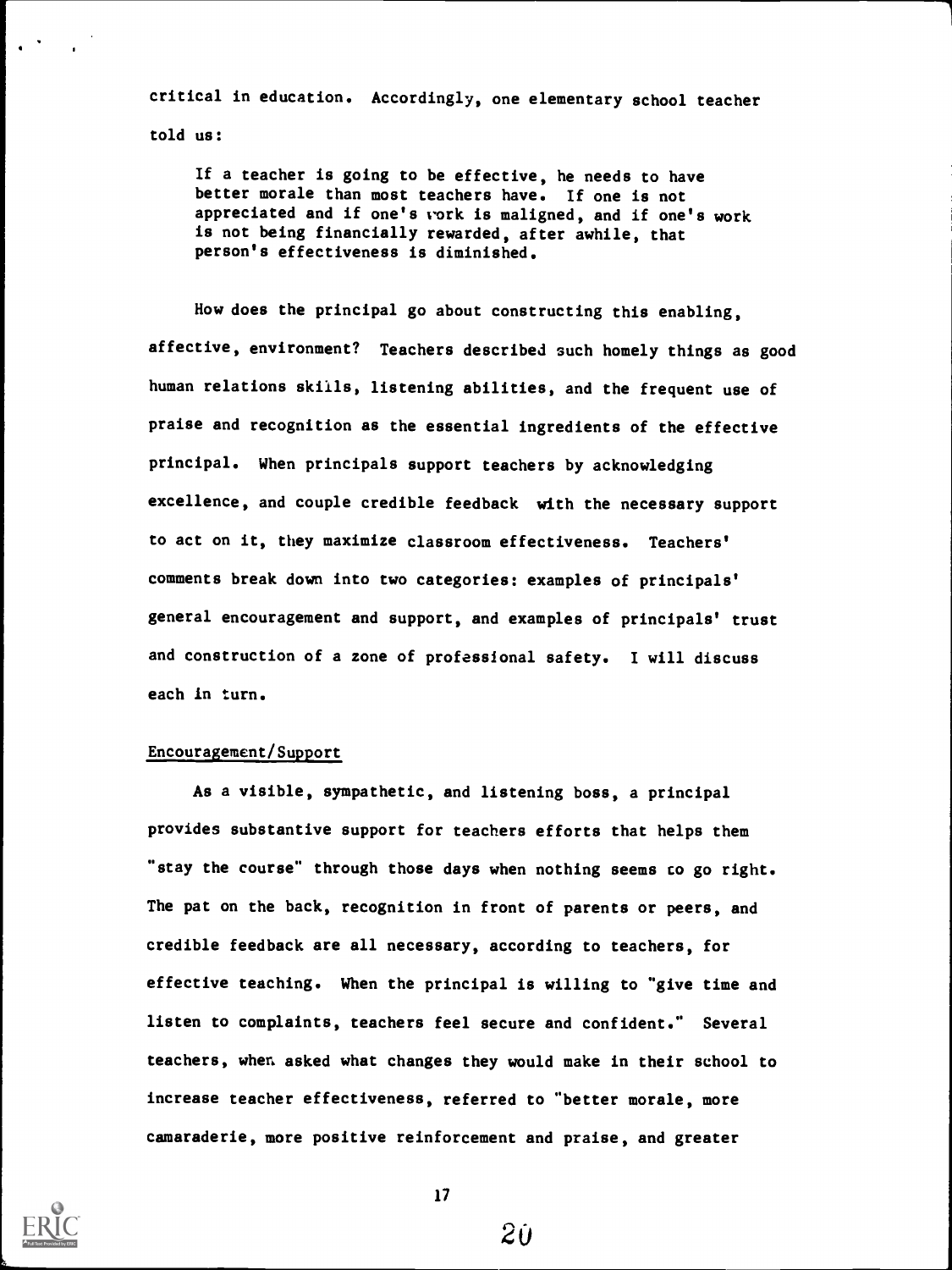critical in education. Accordingly, one elementary school teacher told us:

> If a teacher is going to be effective, he needs to have better morale than most teachers have. If one is not appreciated and if one's work is maligned, and if one's work is not being financially rewarded, after awhile, that person's effectiveness is diminished.

How does the principal go about constructing this enabling, affective, environment? Teachers described such homely things as good human relations skills, listening abilities, and the frequent use of praise and recognition as the essential ingredients of the effective principal. When principals support teachers by acknowledging excellence, and couple credible feedback with the necessary support to act on it, they maximize classroom effectiveness. Teachers' comments break down into two categories: examples of principals' general encouragement and support, and examples of principals' trust and construction of a zone of professional safety. I will discuss each in turn.

## Encouragement/Support

As a visible, sympathetic, and listening boss, a principal provides substantive support for teachers efforts that helps them "stay the course" through those days when nothing seems to go right. The pat on the back, recognition in front of parents or peers, and credible feedback are all necessary, according to teachers, for effective teaching. When the principal is willing to "give time and listen to complaints, teachers feel secure and confident." Several teachers, when asked what changes they would make in their school to increase teacher effectiveness, referred to "better morale, more camaraderie, more positive reinforcement and praise, and greater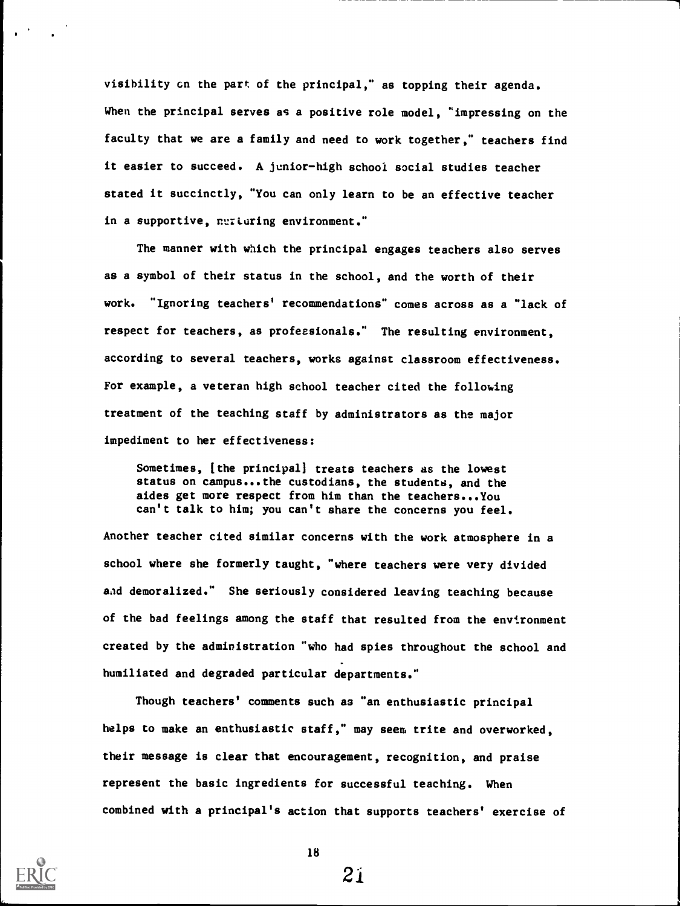visibility on the part of the principal," as topping their agenda. When the principal serves as a positive role model, "impressing on the faculty that we are a family and need to work together," teachers find it easier to succeed. A junior-high school social studies teacher stated it succinctly, "You can only learn to be an effective teacher in a supportive, nurturing environment."

The manner with which the principal engages teachers also serves as a symbol of their status in the school, and the worth of their work. "Ignoring teachers' recommendations" comes across as a "lack of respect for teachers, as professionals." The resulting environment, according to several teachers, works against classroom effectiveness. For example, a veteran high school teacher cited the following treatment of the teaching staff by administrators as the major impediment to her effectiveness:

> Sometimes, [the principal] treats teachers as the lowest status on campus...the custodians, the students, and the aides get more respect from him than the teachers...You can't talk to him; you can't share the concerns you feel.

Another teacher cited similar concerns with the work atmosphere in a school where she formerly taught, "where teachers were very divided and demoralized." She seriously considered leaving teaching because of the bad feelings among the staff that resulted from the environment created by the administration "who had spies throughout the school and humiliated and degraded particular departments."

Though teachers' comments such as "an enthusiastic principal helps to make an enthusiastic staff," may seem trite and overworked, their message is clear that encouragement, recognition, and praise represent the basic ingredients for successful teaching. When combined with a principal's action that supports teachers' exercise of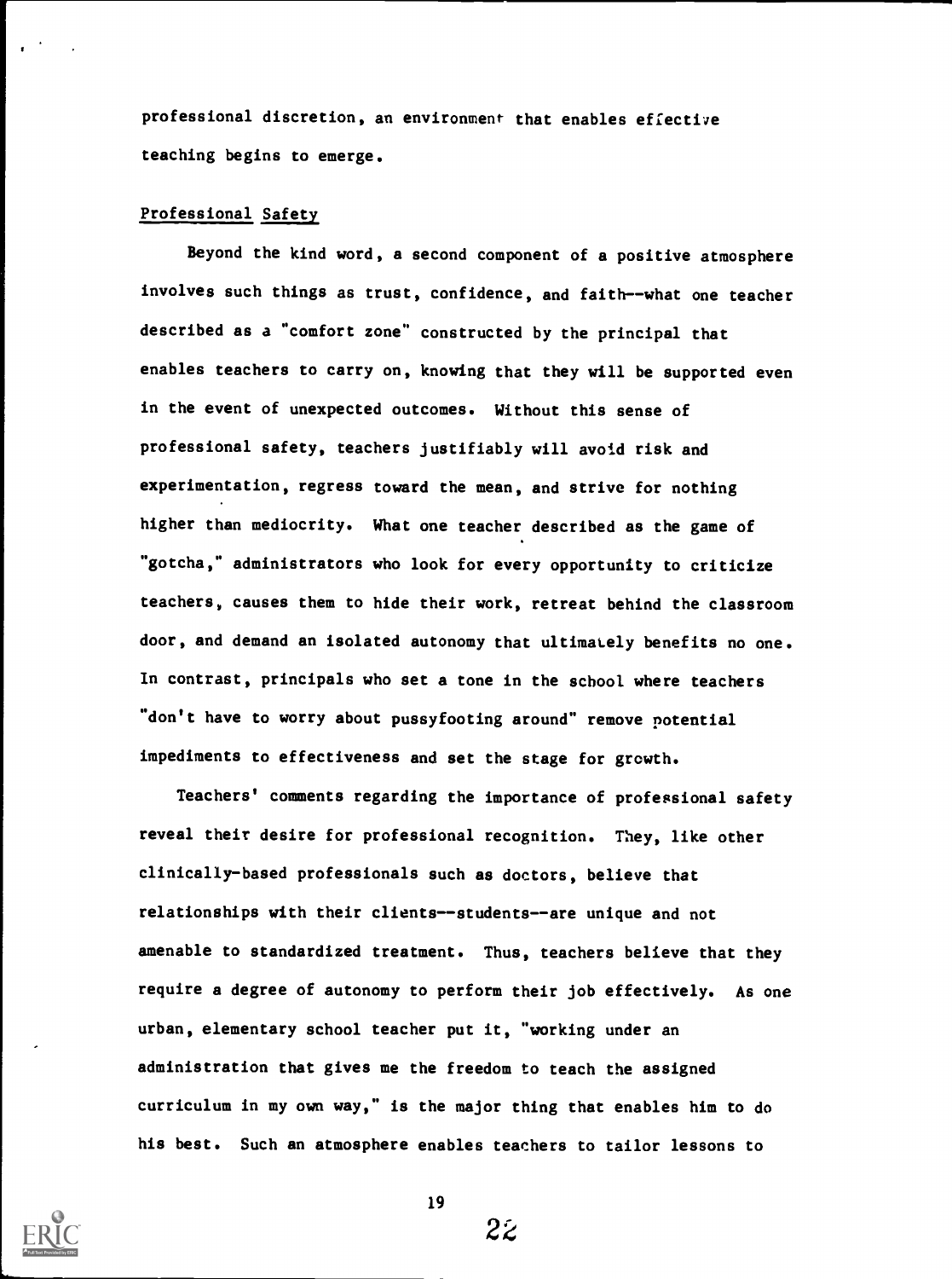professional discretion, an environment that enables effective teaching begins to emerge.

## Professional Safety

Beyond the kind word, a second component of a positive atmosphere involves such things as trust, confidence, and faith--what one teacher described as a "comfort zone" constructed by the principal that enables teachers to carry on, knowing that they will be supported even in the event of unexpected outcomes. Without this sense of professional safety, teachers justifiably will avoid risk and experimentation, regress toward the mean, and strive for nothing higher than mediocrity. What one teacher described as the game of "gotcha," administrators who look for every opportunity to criticize teachers, causes them to hide their work, retreat behind the classroom door, and demand an isolated autonomy that ultimately benefits no one. In contrast, principals who set a tone in the school where teachers "don't have to worry about pussyfooting around" remove potential impediments to effectiveness and set the stage for growth.

Teachers' comments regarding the importance of professional safety reveal their desire for professional recognition. They, like other clinically-based professionals such as doctors, believe that relationships with their clients--students--are unique and not amenable to standardized treatment. Thus, teachers believe that they require a degree of autonomy to perform their job effectively. As one urban, elementary school teacher put it, "working under an administration that gives me the freedom to teach the assigned curriculum in my own way," is the major thing that enables him to do his best. Such an atmosphere enables teachers to tailor lessons to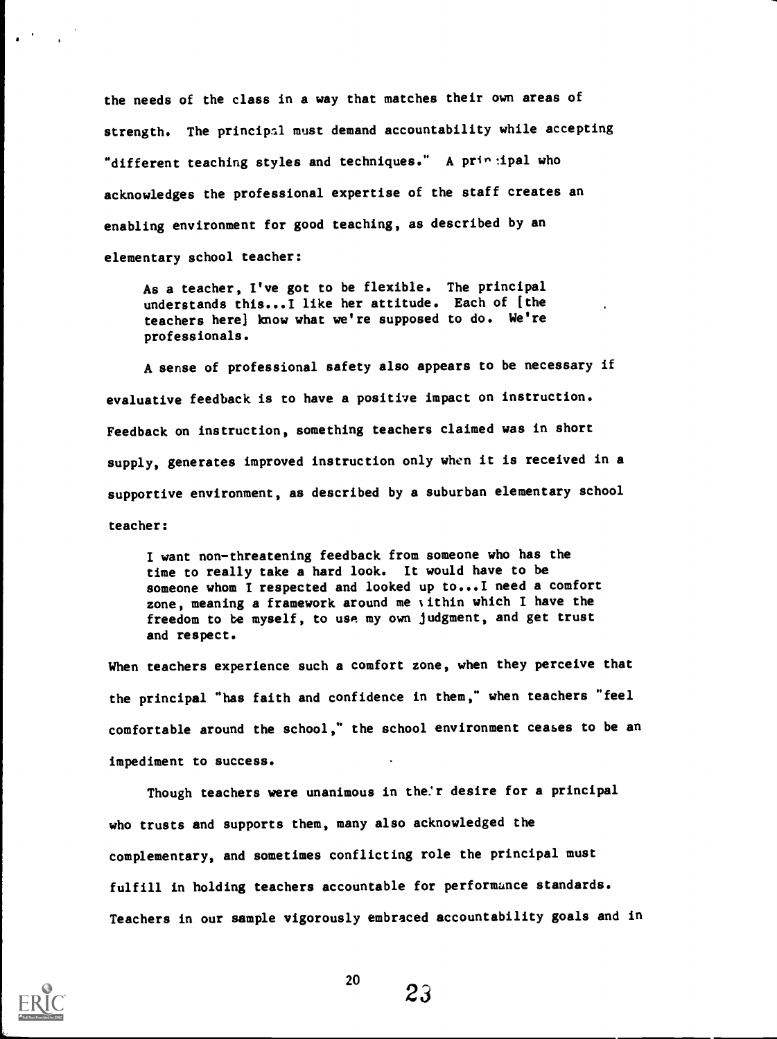the needs of the class in a way that matches their own areas of strength. The principal must demand accountability while accepting "different teaching styles and techniques." A principal who acknowledges the professional expertise of the staff creates an enabling environment for good teaching, as described by an elementary school teacher:

> As a teacher, I've got to be flexible. The principal understands this...I like her attitude. Each of [the teachers here] know what we're supposed to do. We're professionals.

A sense of professional safety also appears to be necessary if evaluative feedback is to have a positive impact on instruction. Feedback on instruction, something teachers claimed was in short supply, generates improved instruction only when it is received in a supportive environment, as described by a suburban elementary school teacher:

> I want non-threatening feedback from someone who has the time to really take a hard look. It would have to be someone whom I respected and looked up to...I need a comfort zone, meaning a framework around me within which I have the freedom to be myself, to use my own judgment, and get trust and respect.

When teachers experience such a comfort zone, when they perceive that the principal "has faith and confidence in them," when teachers "feel comfortable around the school," the school environment ceases to be an impediment to success.

Though teachers were unanimous in their desire for a principal who trusts and supports them, many also acknowledged the complementary, and sometimes conflicting role the principal must fulfill in holding teachers accountable for performance standards. Teachers in our sample vigorously embraced accountability goals and in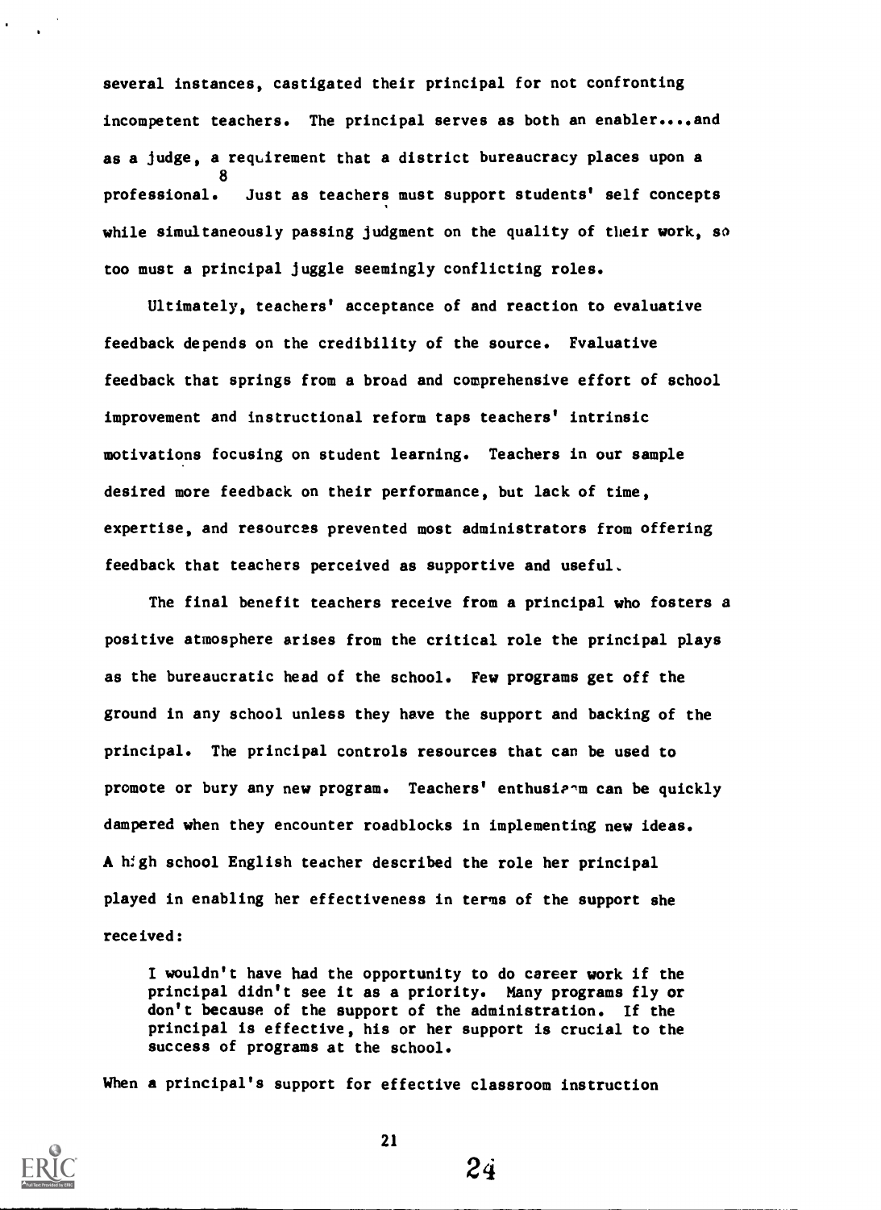several instances, castigated their principal for not confronting incompetent teachers. The principal serves as both an enabler....and as a judge, a requirement that a district bureaucracy places upon a professional.[8] Just as teachers must support students' self concepts while simultaneously passing judgment on the quality of their work, so too must a principal juggle seemingly conflicting roles.

Ultimately, teachers' acceptance of and reaction to evaluative feedback depends on the credibility of the source. Evaluative feedback that springs from a broad and comprehensive effort of school improvement and instructional reform taps teachers' intrinsic motivations focusing on student learning. Teachers in our sample desired more feedback on their performance, but lack of time, expertise, and resources prevented most administrators from offering feedback that teachers perceived as supportive and useful.

The final benefit teachers receive from a principal who fosters a positive atmosphere arises from the critical role the principal plays as the bureaucratic head of the school. Few programs get off the ground in any school unless they have the support and backing of the principal. The principal controls resources that can be used to promote or bury any new program. Teachers' enthusiasm can be quickly dampered when they encounter roadblocks in implementing new ideas. A high school English teacher described the role her principal played in enabling her effectiveness in terms of the support she received:

> I wouldn't have had the opportunity to do career work if the principal didn't see it as a priority. Many programs fly or don't because of the support of the administration. If the principal is effective, his or her support is crucial to the success of programs at the school.

When a principal's support for effective classroom instruction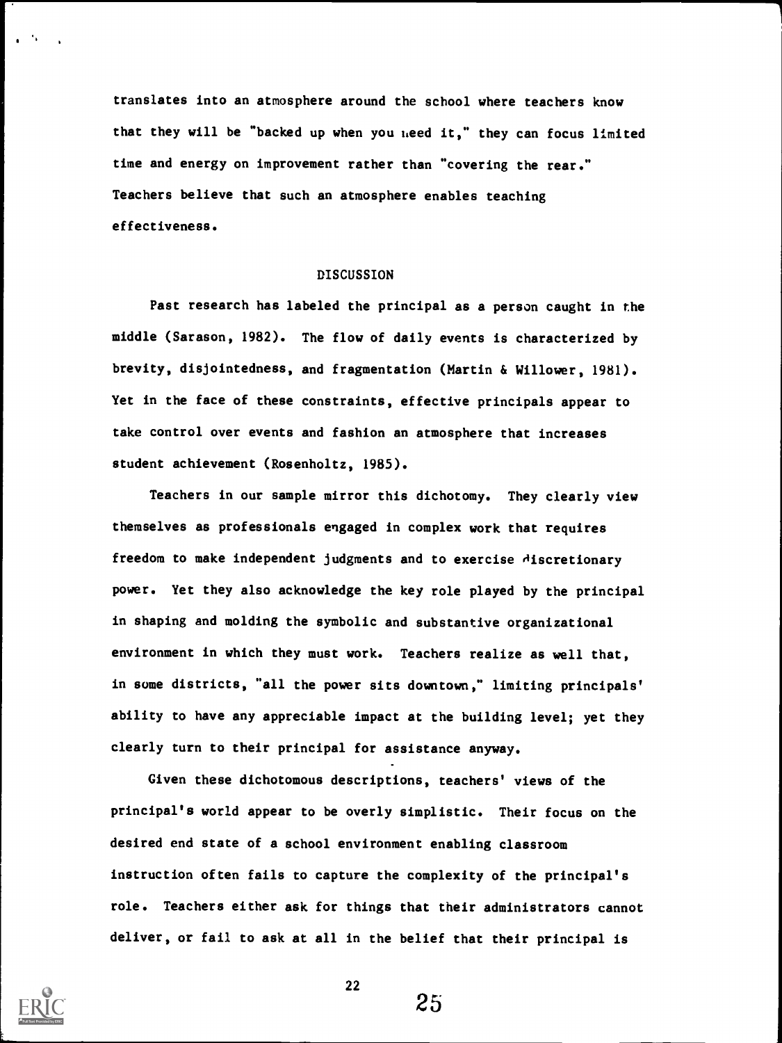translates into an atmosphere around the school where teachers know that they will be "backed up when you need it," they can focus limited time and energy on improvement rather than "covering the rear." Teachers believe that such an atmosphere enables teaching effectiveness.

## DISCUSSION

Past research has labeled the principal as a person caught in the middle (Sarason, 1982). The flow of daily events is characterized by brevity, disjointedness, and fragmentation (Martin & Willower, 1981). Yet in the face of these constraints, effective principals appear to take control over events and fashion an atmosphere that increases student achievement (Rosenholtz, 1985).

Teachers in our sample mirror this dichotomy. They clearly view themselves as professionals engaged in complex work that requires freedom to make independent judgments and to exercise discretionary power. Yet they also acknowledge the key role played by the principal in shaping and molding the symbolic and substantive organizational environment in which they must work. Teachers realize as well that, in some districts, "all the power sits downtown," limiting principals' ability to have any appreciable impact at the building level; yet they clearly turn to their principal for assistance anyway.

Given these dichotomous descriptions, teachers' views of the principal's world appear to be overly simplistic. Their focus on the desired end state of a school environment enabling classroom instruction often fails to capture the complexity of the principal's role. Teachers either ask for things that their administrators cannot deliver, or fail to ask at all in the belief that their principal is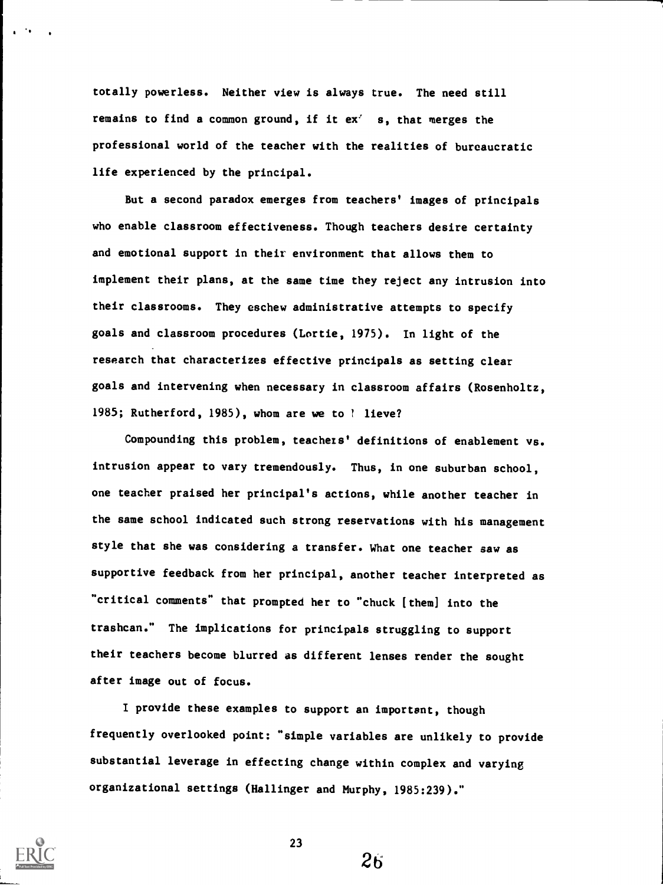totally powerless. Neither view is always true. The need still remains to find a common ground, if it ex' s, that merges the professional world of the teacher with the realities of bureaucratic life experienced by the principal.

But a second paradox emerges from teachers' images of principals who enable classroom effectiveness. Though teachers desire certainty and emotional support in their environment that allows them to implement their plans, at the same time they reject any intrusion into their classrooms. They eschew administrative attempts to specify goals and classroom procedures (Lortie, 1975). In light of the research that characterizes effective principals as setting clear goals and intervening when necessary in classroom affairs (Rosenholtz, 1985; Rutherford, 1985), whom are we to ! lieve?

Compounding this problem, teachers' definitions of enablement vs. intrusion appear to vary tremendously. Thus, in one suburban school, one teacher praised her principal's actions, while another teacher in the same school indicated such strong reservations with his management style that she was considering a transfer. What one teacher saw as supportive feedback from her principal, another teacher interpreted as "critical comments" that prompted her to "chuck [them] into the trashcan." The implications for principals struggling to support their teachers become blurred as different lenses render the sought after image out of focus.

I provide these examples to support an important, though frequently overlooked point: "simple variables are unlikely to provide substantial leverage in effecting change within complex and varying organizational settings (Hallinger and Murphy, 1985:239)."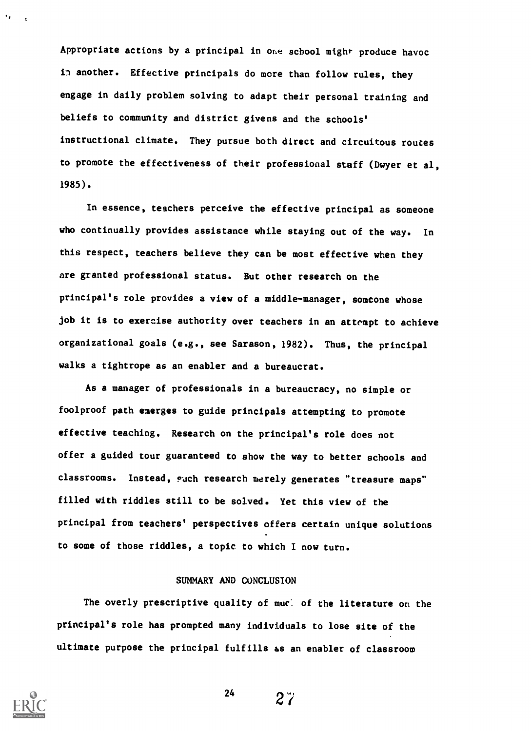Appropriate actions by a principal in one school might produce havoc in another. Effective principals do more than follow rules, they engage in daily problem solving to adapt their personal training and beliefs to community and district givens and the schools' instructional climate. They pursue both direct and circuitous routes to promote the effectiveness of their professional staff (Dwyer et al, 1985).

In essence, teachers perceive the effective principal as someone who continually provides assistance while staying out of the way. In this respect, teachers believe they can be most effective when they are granted professional status. But other research on the principal's role provides a view of a middle-manager, someone whose job it is to exercise authority over teachers in an attempt to achieve organizational goals (e.g., see Sarason, 1982). Thus, the principal walks a tightrope as an enabler and a bureaucrat.

As a manager of professionals in a bureaucracy, no simple or foolproof path emerges to guide principals attempting to promote effective teaching. Research on the principal's role does not offer a guided tour guaranteed to show the way to better schools and classrooms. Instead, such research merely generates "treasure maps" filled with riddles still to be solved. Yet this view of the principal from teachers' perspectives offers certain unique solutions to some of those riddles, a topic to which I now turn.

## SUMMARY AND CONCLUSION

The overly prescriptive quality of much of the literature on the principal's role has prompted many individuals to lose site of the ultimate purpose the principal fulfills as an enabler of classroom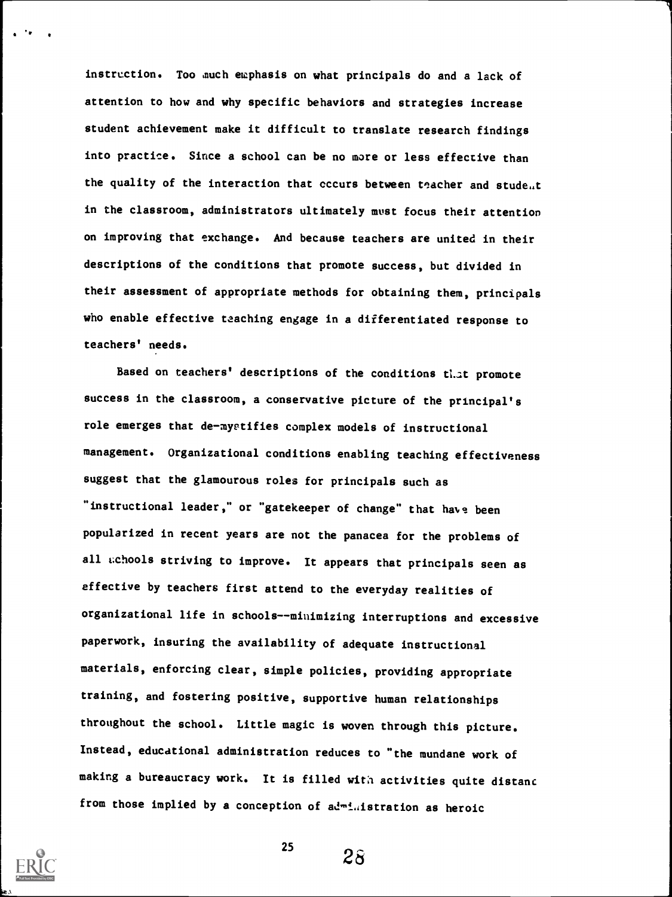instruction. Too much emphasis on what principals do and a lack of attention to how and why specific behaviors and strategies increase student achievement make it difficult to translate research findings into practice. Since a school can be no more or less effective than the quality of the interaction that occurs between teacher and student in the classroom, administrators ultimately must focus their attention on improving that exchange. And because teachers are united in their descriptions of the conditions that promote success, but divided in their assessment of appropriate methods for obtaining them, principals who enable effective teaching engage in a differentiated response to teachers' needs.

Based on teachers' descriptions of the conditions that promote success in the classroom, a conservative picture of the principal's role emerges that de-mystifies complex models of instructional management. Organizational conditions enabling teaching effectiveness suggest that the glamourous roles for principals such as "instructional leader," or "gatekeeper of change" that have been popularized in recent years are not the panacea for the problems of all schools striving to improve. It appears that principals seen as effective by teachers first attend to the everyday realities of organizational life in schools--minimizing interruptions and excessive paperwork, insuring the availability of adequate instructional materials, enforcing clear, simple policies, providing appropriate training, and fostering positive, supportive human relationships throughout the school. Little magic is woven through this picture. Instead, educational administration reduces to "the mundane work of making a bureaucracy work. It is filled with activities quite distant from those implied by a conception of administration as heroic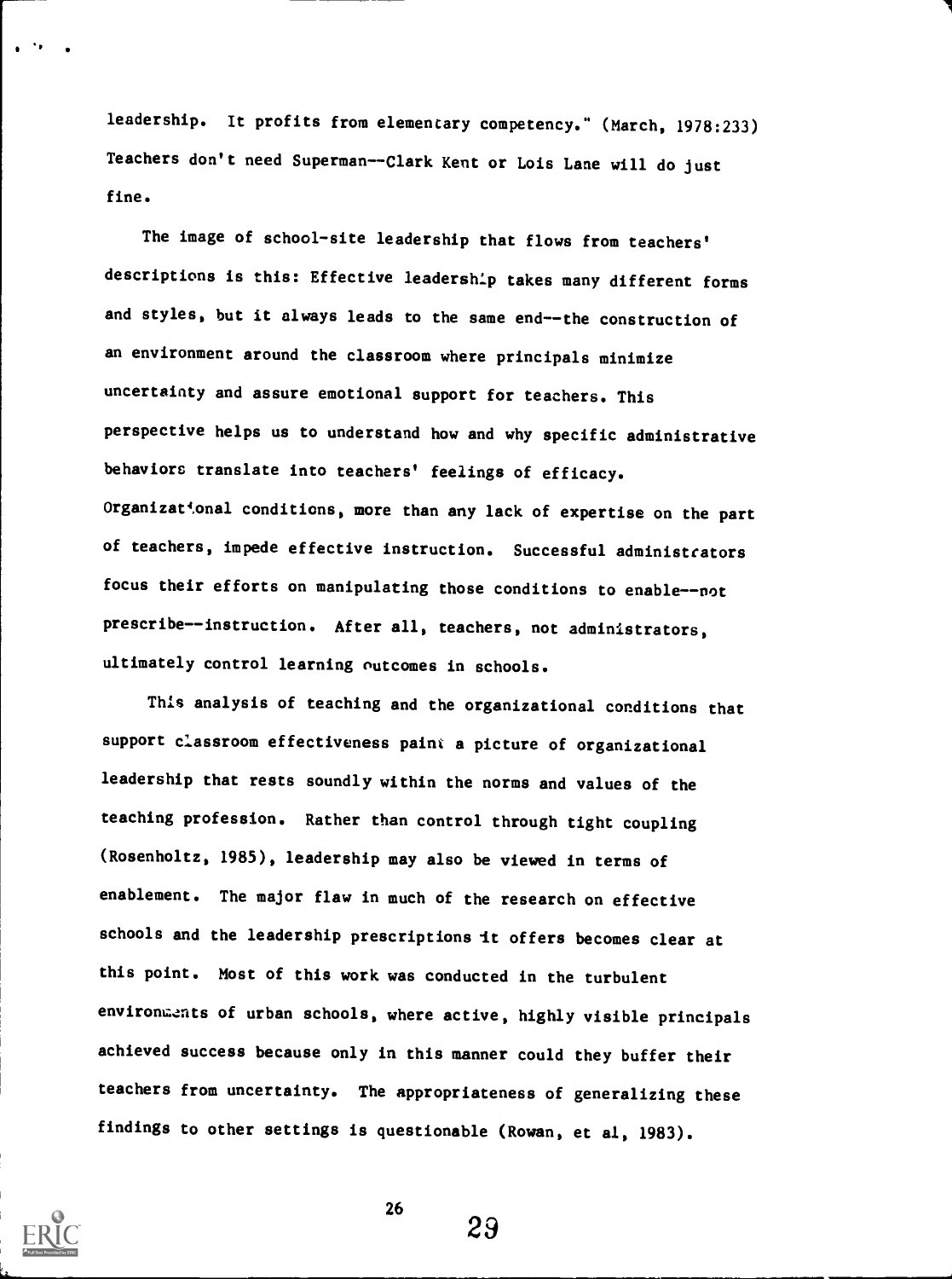leadership. It profits from elementary competency." (March, 1978:233) Teachers don't need Superman--Clark Kent or Lois Lane will do just fine.

The image of school-site leadership that flows from teachers' descriptions is this: Effective leadership takes many different forms and styles, but it always leads to the same end--the construction of an environment around the classroom where principals minimize uncertainty and assure emotional support for teachers. This perspective helps us to understand how and why specific administrative behaviors translate into teachers' feelings of efficacy. Organizational conditions, more than any lack of expertise on the part of teachers, impede effective instruction. Successful administrators focus their efforts on manipulating those conditions to enable--not prescribe--instruction. After all, teachers, not administrators, ultimately control learning outcomes in schools.

This analysis of teaching and the organizational conditions that support classroom effectiveness paint a picture of organizational leadership that rests soundly within the norms and values of the teaching profession. Rather than control through tight coupling (Rosenholtz, 1985), leadership may also be viewed in terms of enablement. The major flaw in much of the research on effective schools and the leadership prescriptions it offers becomes clear at this point. Most of this work was conducted in the turbulent environments of urban schools, where active, highly visible principals achieved success because only in this manner could they buffer their teachers from uncertainty. The appropriateness of generalizing these findings to other settings is questionable (Rowan, et al, 1983).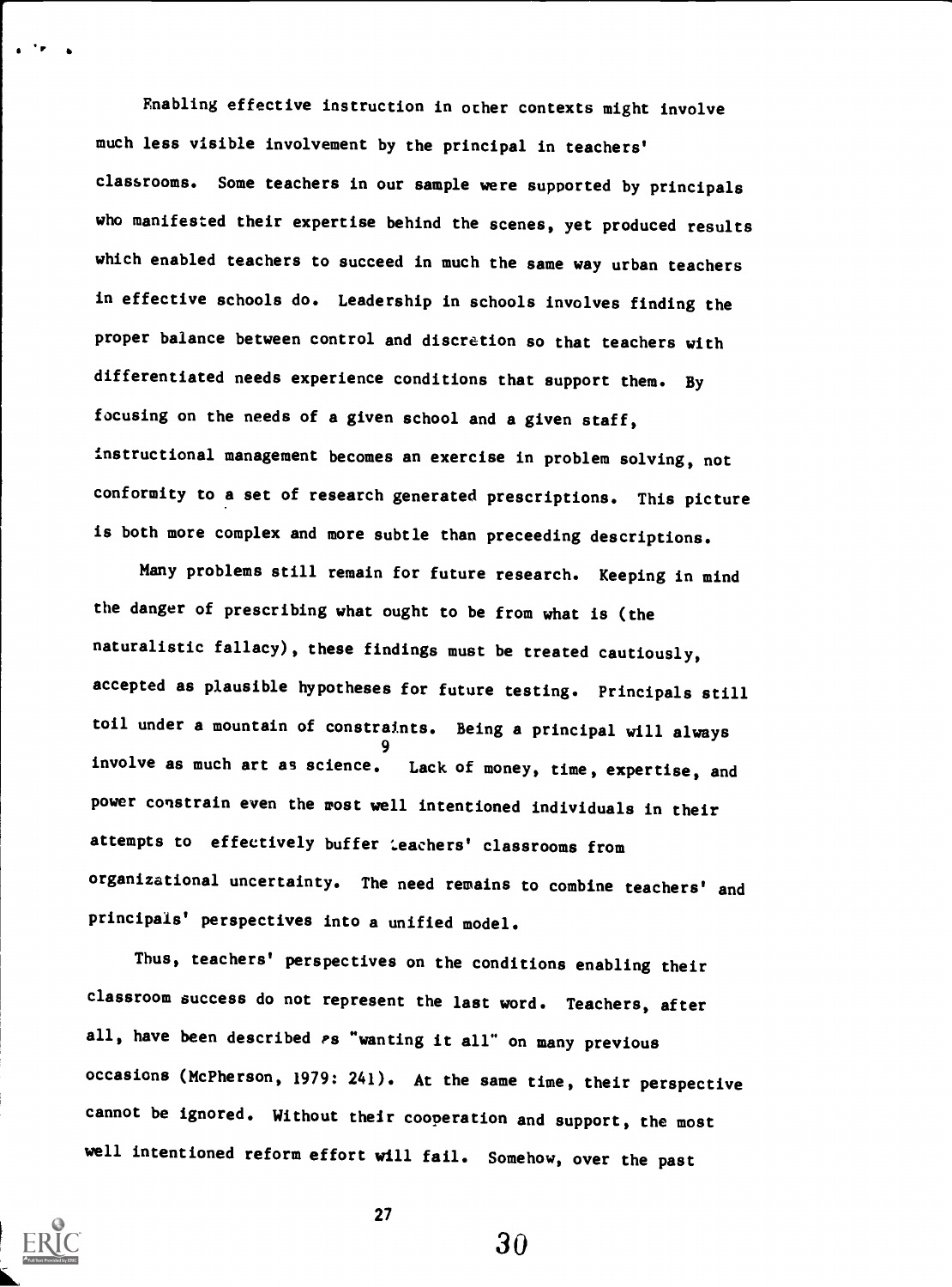Enabling effective instruction in other contexts might involve much less visible involvement by the principal in teachers' classrooms. Some teachers in our sample were supported by principals who manifested their expertise behind the scenes, yet produced results which enabled teachers to succeed in much the same way urban teachers in effective schools do. Leadership in schools involves finding the proper balance between control and discretion so that teachers with differentiated needs experience conditions that support them. By focusing on the needs of a given school and a given staff, instructional management becomes an exercise in problem solving, not conformity to a set of research generated prescriptions. This picture is both more complex and more subtle than preceeding descriptions.

Many problems still remain for future research. Keeping in mind the danger of prescribing what ought to be from what is (the naturalistic fallacy), these findings must be treated cautiously, accepted as plausible hypotheses for future testing. Principals still toil under a mountain of constraints. Being a principal will always involve as much art as science.[9] Lack of money, time, expertise, and power constrain even the most well intentioned individuals in their attempts to effectively buffer teachers' classrooms from organizational uncertainty. The need remains to combine teachers' and principals' perspectives into a unified model.

Thus, teachers' perspectives on the conditions enabling their classroom success do not represent the last word. Teachers, after all, have been described as "wanting it all" on many previous occasions (McPherson, 1979: 241). At the same time, their perspective cannot be ignored. Without their cooperation and support, the most well intentioned reform effort will fail. Somehow, over the past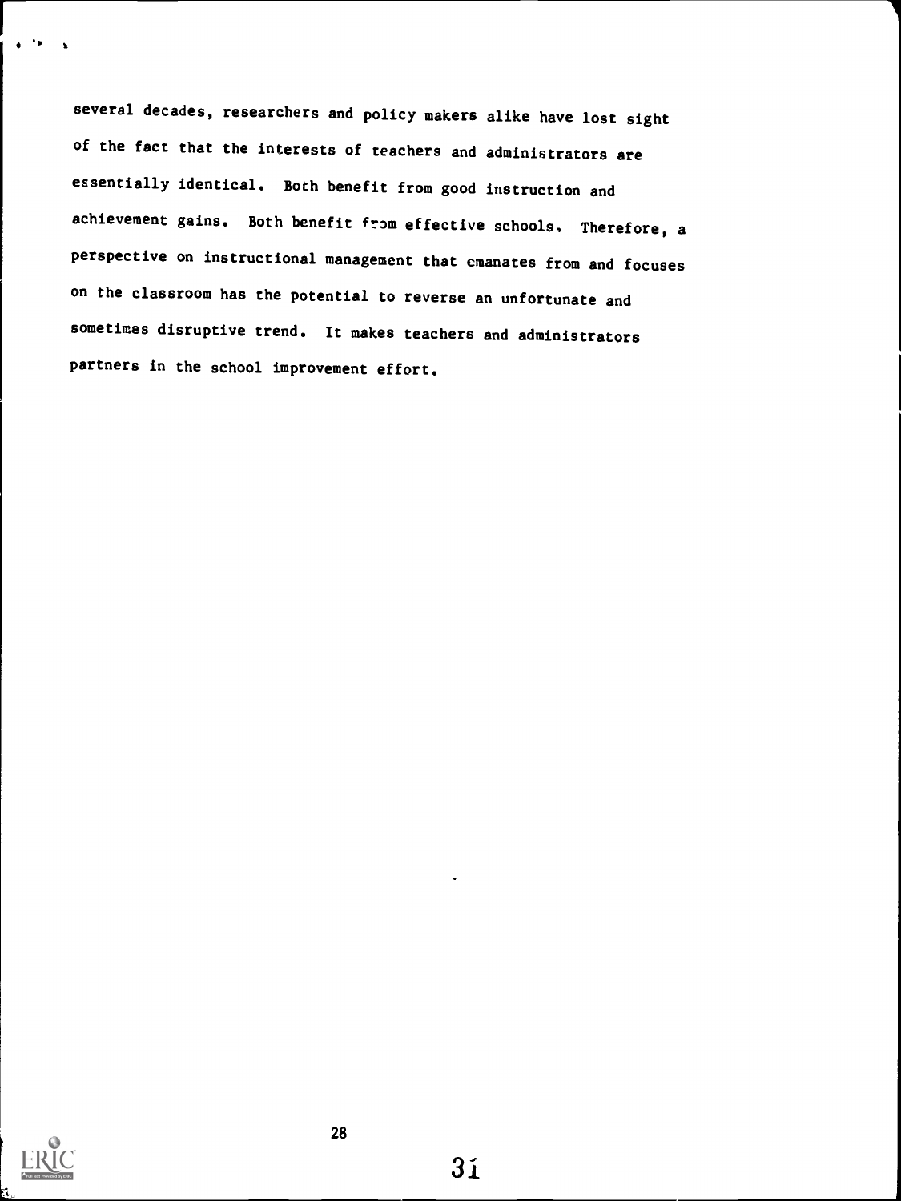several decades, researchers and policy makers alike have lost sight of the fact that the interests of teachers and administrators are essentially identical. Both benefit from good instruction and achievement gains. Both benefit from effective schools. Therefore, a perspective on instructional management that emanates from and focuses on the classroom has the potential to reverse an unfortunate and sometimes disruptive trend. It makes teachers and administrators partners in the school improvement effort.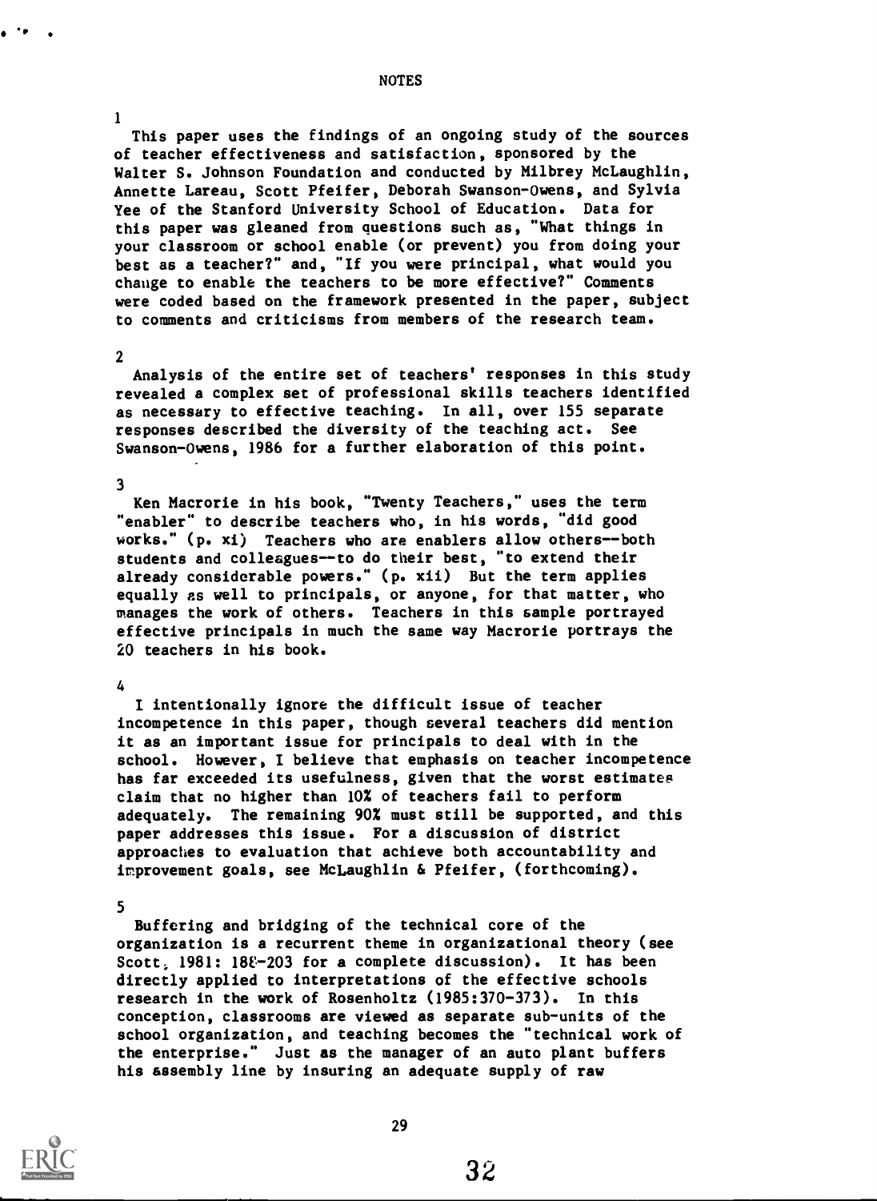## NOTES

1

This paper uses the findings of an ongoing study of the sources of teacher effectiveness and satisfaction, sponsored by the Walter S. Johnson Foundation and conducted by Milbrey McLaughlin, Annette Lareau, Scott Pfeifer, Deborah Swanson-Owens, and Sylvia Yee of the Stanford University School of Education. Data for this paper was gleaned from questions such as, "What things in your classroom or school enable (or prevent) you from doing your best as a teacher?" and, "If you were principal, what would you change to enable the teachers to be more effective?" Comments were coded based on the framework presented in the paper, subject to comments and criticisms from members of the research team.

2

Analysis of the entire set of teachers' responses in this study revealed a complex set of professional skills teachers identified as necessary to effective teaching. In all, over 155 separate responses described the diversity of the teaching act. See Swanson-Owens, 1986 for a further elaboration of this point.

3

Ken Macrorie in his book, "Twenty Teachers," uses the term "enabler" to describe teachers who, in his words, "did good works." (p. xi) Teachers who are enablers allow others--both students and colleagues--to do their best, "to extend their already considerable powers." (p. xii) But the term applies equally as well to principals, or anyone, for that matter, who manages the work of others. Teachers in this sample portrayed effective principals in much the same way Macrorie portrays the 20 teachers in his book.

4

I intentionally ignore the difficult issue of teacher incompetence in this paper, though several teachers did mention it as an important issue for principals to deal with in the school. However, I believe that emphasis on teacher incompetence has far exceeded its usefulness, given that the worst estimates claim that no higher than 10% of teachers fail to perform adequately. The remaining 90% must still be supported, and this paper addresses this issue. For a discussion of district approaches to evaluation that achieve both accountability and improvement goals, see McLaughlin & Pfeifer, (forthcoming).

5

Buffering and bridging of the technical core of the organization is a recurrent theme in organizational theory (see Scott, 1981: 188-203 for a complete discussion). It has been directly applied to interpretations of the effective schools research in the work of Rosenholtz (1985:370-373). In this conception, classrooms are viewed as separate sub-units of the school organization, and teaching becomes the "technical work of the enterprise." Just as the manager of an auto plant buffers his assembly line by insuring an adequate supply of raw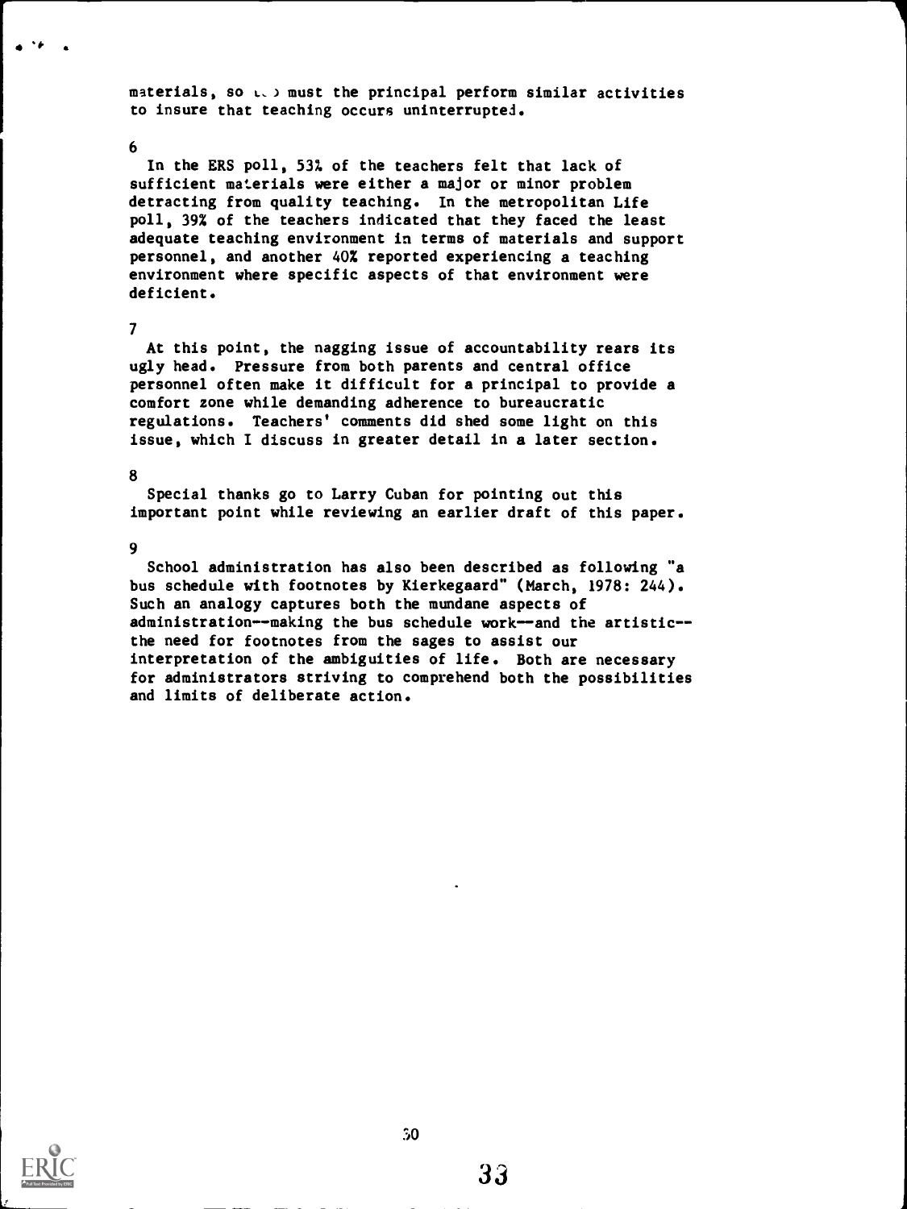materials, so too must the principal perform similar activities to insure that teaching occurs uninterrupted.

6

In the ERS poll, 53% of the teachers felt that lack of sufficient materials were either a major or minor problem detracting from quality teaching. In the metropolitan Life poll, 39% of the teachers indicated that they faced the least adequate teaching environment in terms of materials and support personnel, and another 40% reported experiencing a teaching environment where specific aspects of that environment were deficient.

7

At this point, the nagging issue of accountability rears its ugly head. Pressure from both parents and central office personnel often make it difficult for a principal to provide a comfort zone while demanding adherence to bureaucratic regulations. Teachers' comments did shed some light on this issue, which I discuss in greater detail in a later section.

8

Special thanks go to Larry Cuban for pointing out this important point while reviewing an earlier draft of this paper.

9

School administration has also been described as following "a bus schedule with footnotes by Kierkegaard" (March, 1978: 244). Such an analogy captures both the mundane aspects of administration--making the bus schedule work--and the artistic--the need for footnotes from the sages to assist our interpretation of the ambiguities of life. Both are necessary for administrators striving to comprehend both the possibilities and limits of deliberate action.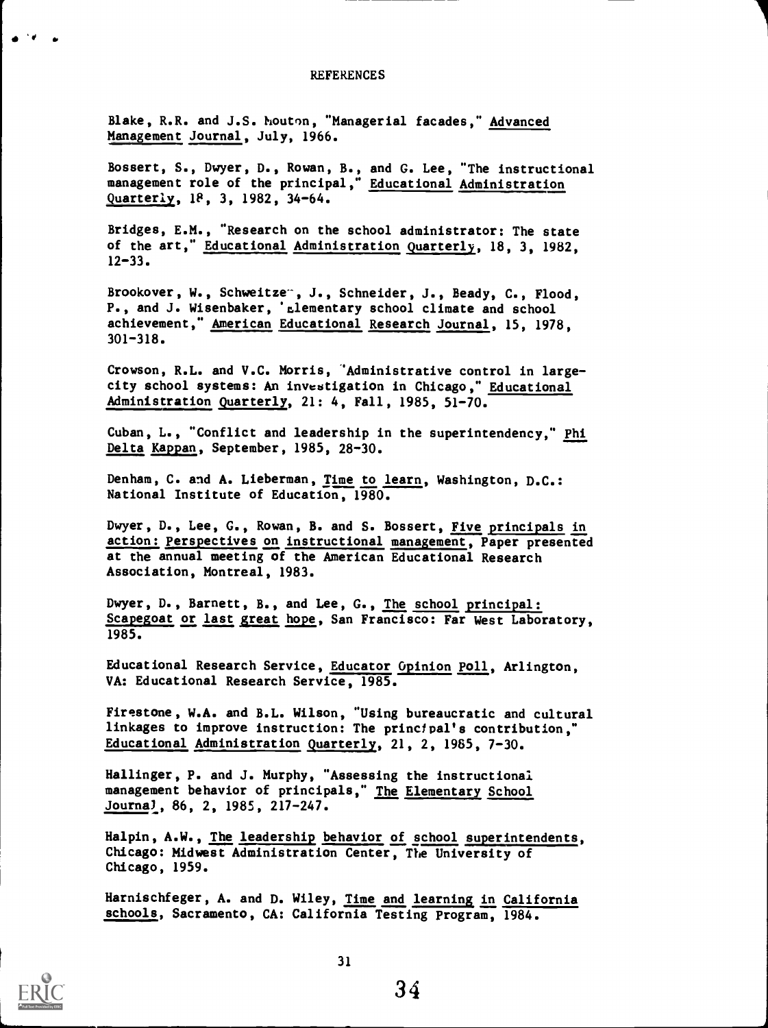# REFERENCES

Blake, R.R. and J.S. Mouton, "Managerial facades," Advanced Management Journal, July, 1966.

Bossert, S., Dwyer, D., Rowan, B., and G. Lee, "The instructional management role of the principal," Educational Administration Quarterly, 18, 3, 1982, 34-64.

Bridges, E.M., "Research on the school administrator: The state of the art," Educational Administration Quarterly, 18, 3, 1982, 12-33.

Brookover, W., Schweitzer, J., Schneider, J., Beady, C., Flood, P., and J. Wisenbaker, "Elementary school climate and school achievement," American Educational Research Journal, 15, 1978, 301-318.

Crowson, R.L. and V.C. Morris, "Administrative control in large-city school systems: An investigation in Chicago," Educational Administration Quarterly, 21: 4, Fall, 1985, 51-70.

Cuban, L., "Conflict and leadership in the superintendency," Phi Delta Kappan, September, 1985, 28-30.

Denham, C. and A. Lieberman, Time to learn, Washington, D.C.: National Institute of Education, 1980.

Dwyer, D., Lee, G., Rowan, B. and S. Bossert, Five principals in action: Perspectives on instructional management, Paper presented at the annual meeting of the American Educational Research Association, Montreal, 1983.

Dwyer, D., Barnett, B., and Lee, G., The school principal: Scapegoat or last great hope, San Francisco: Far West Laboratory, 1985.

Educational Research Service, Educator Opinion Poll, Arlington, VA: Educational Research Service, 1985.

Firestone, W.A. and B.L. Wilson, "Using bureaucratic and cultural linkages to improve instruction: The principal's contribution," Educational Administration Quarterly, 21, 2, 1985, 7-30.

Hallinger, P. and J. Murphy, "Assessing the instructional management behavior of principals," The Elementary School Journal, 86, 2, 1985, 217-247.

Halpin, A.W., The leadership behavior of school superintendents, Chicago: Midwest Administration Center, The University of Chicago, 1959.

Harnischfeger, A. and D. Wiley, Time and learning in California schools, Sacramento, CA: California Testing Program, 1984.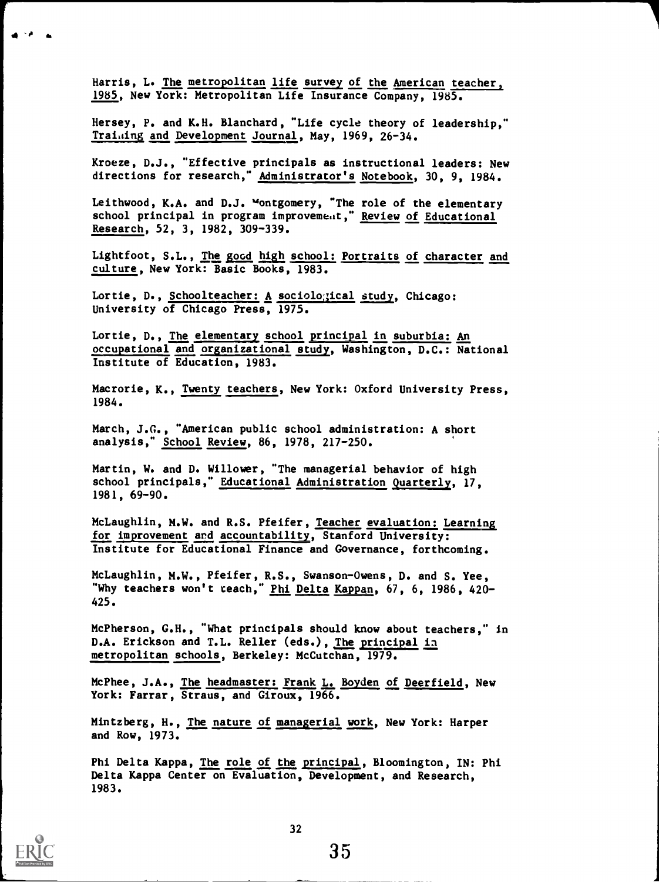Harris, L. The metropolitan life survey of the American teacher, 1985, New York: Metropolitan Life Insurance Company, 1985.

Hersey, P. and K.H. Blanchard, "Life cycle theory of leadership," Training and Development Journal, May, 1969, 26-34.

Kroeze, D.J., "Effective principals as instructional leaders: New directions for research," Administrator's Notebook, 30, 9, 1984.

Leithwood, K.A. and D.J. Montgomery, "The role of the elementary school principal in program improvement," Review of Educational Research, 52, 3, 1982, 309-339.

Lightfoot, S.L., The good high school: Portraits of character and culture, New York: Basic Books, 1983.

Lortie, D., Schoolteacher: A sociological study, Chicago: University of Chicago Press, 1975.

Lortie, D., The elementary school principal in suburbia: An occupational and organizational study, Washington, D.C.: National Institute of Education, 1983.

Macrorie, K., Twenty teachers, New York: Oxford University Press, 1984.

March, J.G., "American public school administration: A short analysis," School Review, 86, 1978, 217-250.

Martin, W. and D. Willower, "The managerial behavior of high school principals," Educational Administration Quarterly, 17, 1981, 69-90.

McLaughlin, M.W. and R.S. Pfeifer, Teacher evaluation: Learning for improvement and accountability, Stanford University: Institute for Educational Finance and Governance, forthcoming.

McLaughlin, M.W., Pfeifer, R.S., Swanson-Owens, D. and S. Yee, "Why teachers won't teach," Phi Delta Kappan, 67, 6, 1986, 420-425.

McPherson, G.H., "What principals should know about teachers," in D.A. Erickson and T.L. Reller (eds.), The principal in metropolitan schools, Berkeley: McCutchan, 1979.

McPhee, J.A., The headmaster: Frank L. Boyden of Deerfield, New York: Farrar, Straus, and Giroux, 1966.

Mintzberg, H., The nature of managerial work, New York: Harper and Row, 1973.

Phi Delta Kappa, The role of the principal, Bloomington, IN: Phi Delta Kappa Center on Evaluation, Development, and Research, 1983.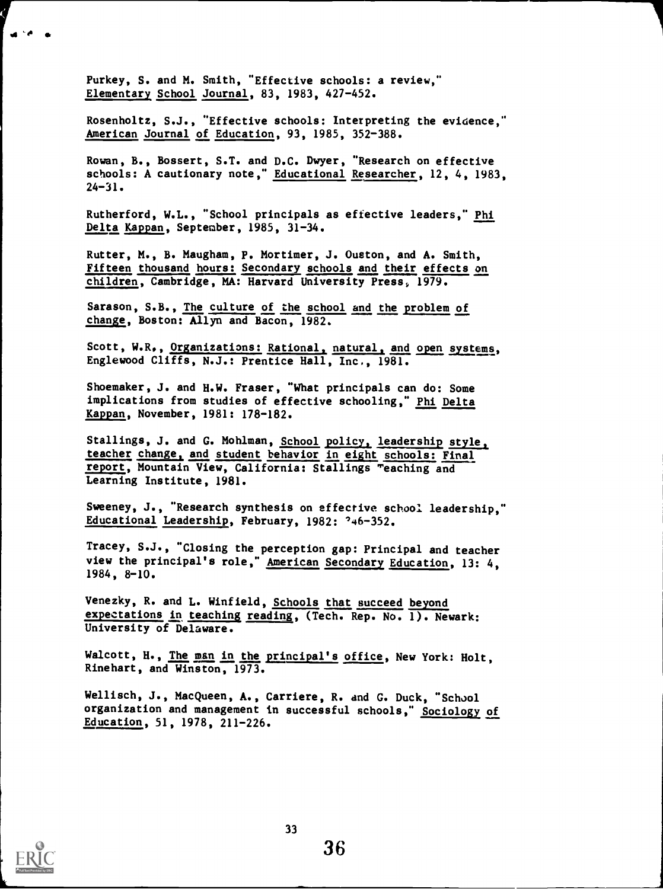Purkey, S. and M. Smith, "Effective schools: a review," Elementary School Journal, 83, 1983, 427-452.

Rosenholtz, S.J., "Effective schools: Interpreting the evidence," American Journal of Education, 93, 1985, 352-388.

Rowan, B., Bossert, S.T. and D.C. Dwyer, "Research on effective schools: A cautionary note," Educational Researcher, 12, 4, 1983, 24-31.

Rutherford, W.L., "School principals as effective leaders," Phi Delta Kappan, September, 1985, 31-34.

Rutter, M., B. Maugham, P. Mortimer, J. Ouston, and A. Smith, Fifteen thousand hours: Secondary schools and their effects on children, Cambridge, MA: Harvard University Press, 1979.

Sarason, S.B., The culture of the school and the problem of change, Boston: Allyn and Bacon, 1982.

Scott, W.R., Organizations: Rational, natural, and open systems, Englewood Cliffs, N.J.: Prentice Hall, Inc., 1981.

Shoemaker, J. and H.W. Fraser, "What principals can do: Some implications from studies of effective schooling," Phi Delta Kappan, November, 1981: 178-182.

Stallings, J. and G. Mohlman, School policy, leadership style, teacher change, and student behavior in eight schools: Final report, Mountain View, California: Stallings Teaching and Learning Institute, 1981.

Sweeney, J., "Research synthesis on effective school leadership," Educational Leadership, February, 1982: 346-352.

Tracey, S.J., "Closing the perception gap: Principal and teacher view the principal's role," American Secondary Education, 13: 4, 1984, 8-10.

Venezky, R. and L. Winfield, Schools that succeed beyond expectations in teaching reading, (Tech. Rep. No. 1). Newark: University of Delaware.

Walcott, H., The man in the principal's office, New York: Holt, Rinehart, and Winston, 1973.

Wellisch, J., MacQueen, A., Carriere, R. and G. Duck, "School organization and management in successful schools," Sociology of Education, 51, 1978, 211-226.